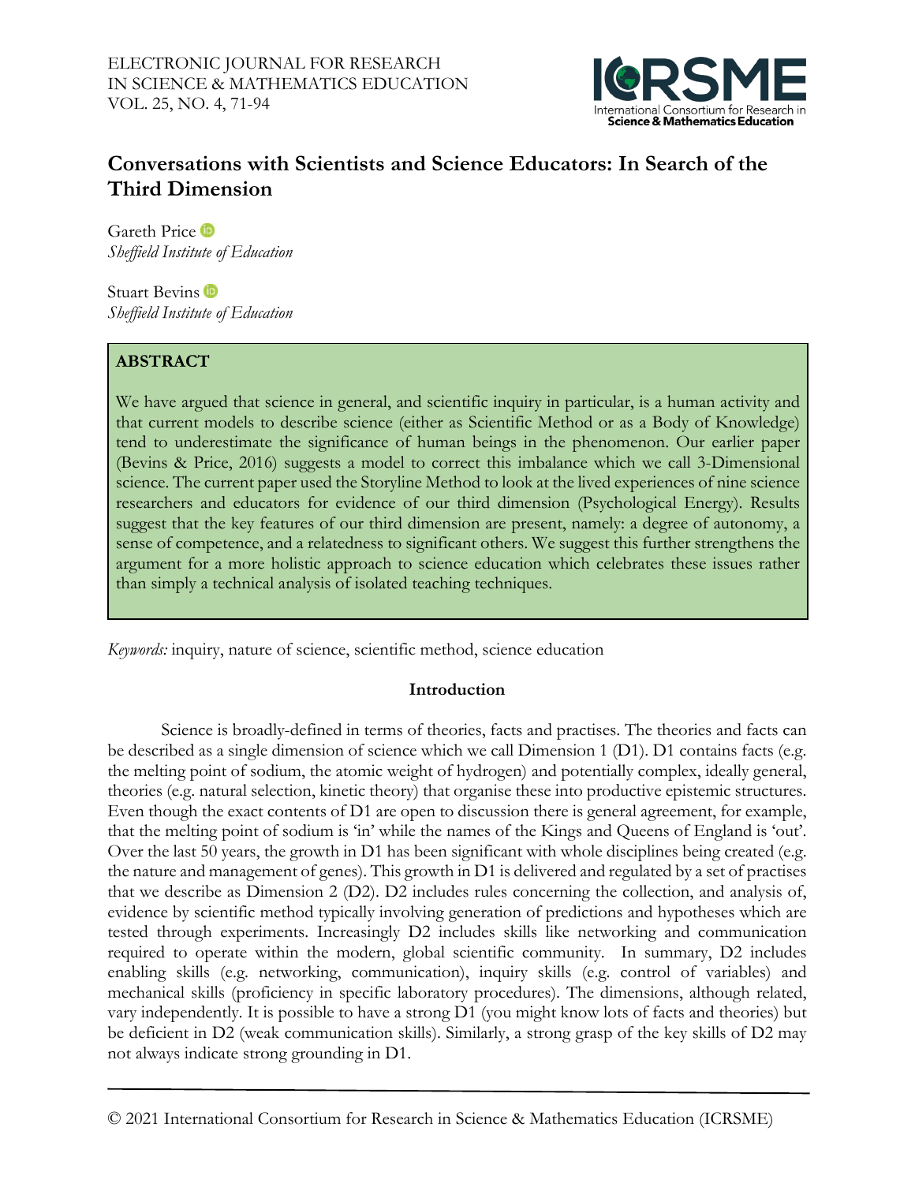# Conversations with Scientists and Science Educators: In Search of the Third Dimension

Gareth Price
*Sheffield Institute of Education*

Stuart Bevins
*Sheffield Institute of Education*

## ABSTRACT

We have argued that science in general, and scientific inquiry in particular, is a human activity and that current models to describe science (either as Scientific Method or as a Body of Knowledge) tend to underestimate the significance of human beings in the phenomenon. Our earlier paper (Bevins & Price, 2016) suggests a model to correct this imbalance which we call 3-Dimensional science. The current paper used the Storyline Method to look at the lived experiences of nine science researchers and educators for evidence of our third dimension (Psychological Energy). Results suggest that the key features of our third dimension are present, namely: a degree of autonomy, a sense of competence, and a relatedness to significant others. We suggest this further strengthens the argument for a more holistic approach to science education which celebrates these issues rather than simply a technical analysis of isolated teaching techniques.

*Keywords:* inquiry, nature of science, scientific method, science education

## Introduction

Science is broadly-defined in terms of theories, facts and practises. The theories and facts can be described as a single dimension of science which we call Dimension 1 (D1). D1 contains facts (e.g. the melting point of sodium, the atomic weight of hydrogen) and potentially complex, ideally general, theories (e.g. natural selection, kinetic theory) that organise these into productive epistemic structures. Even though the exact contents of D1 are open to discussion there is general agreement, for example, that the melting point of sodium is 'in' while the names of the Kings and Queens of England is 'out'. Over the last 50 years, the growth in D1 has been significant with whole disciplines being created (e.g. the nature and management of genes). This growth in D1 is delivered and regulated by a set of practises that we describe as Dimension 2 (D2). D2 includes rules concerning the collection, and analysis of, evidence by scientific method typically involving generation of predictions and hypotheses which are tested through experiments. Increasingly D2 includes skills like networking and communication required to operate within the modern, global scientific community. In summary, D2 includes enabling skills (e.g. networking, communication), inquiry skills (e.g. control of variables) and mechanical skills (proficiency in specific laboratory procedures). The dimensions, although related, vary independently. It is possible to have a strong D1 (you might know lots of facts and theories) but be deficient in D2 (weak communication skills). Similarly, a strong grasp of the key skills of D2 may not always indicate strong grounding in D1.

© 2021 International Consortium for Research in Science & Mathematics Education (ICRSME)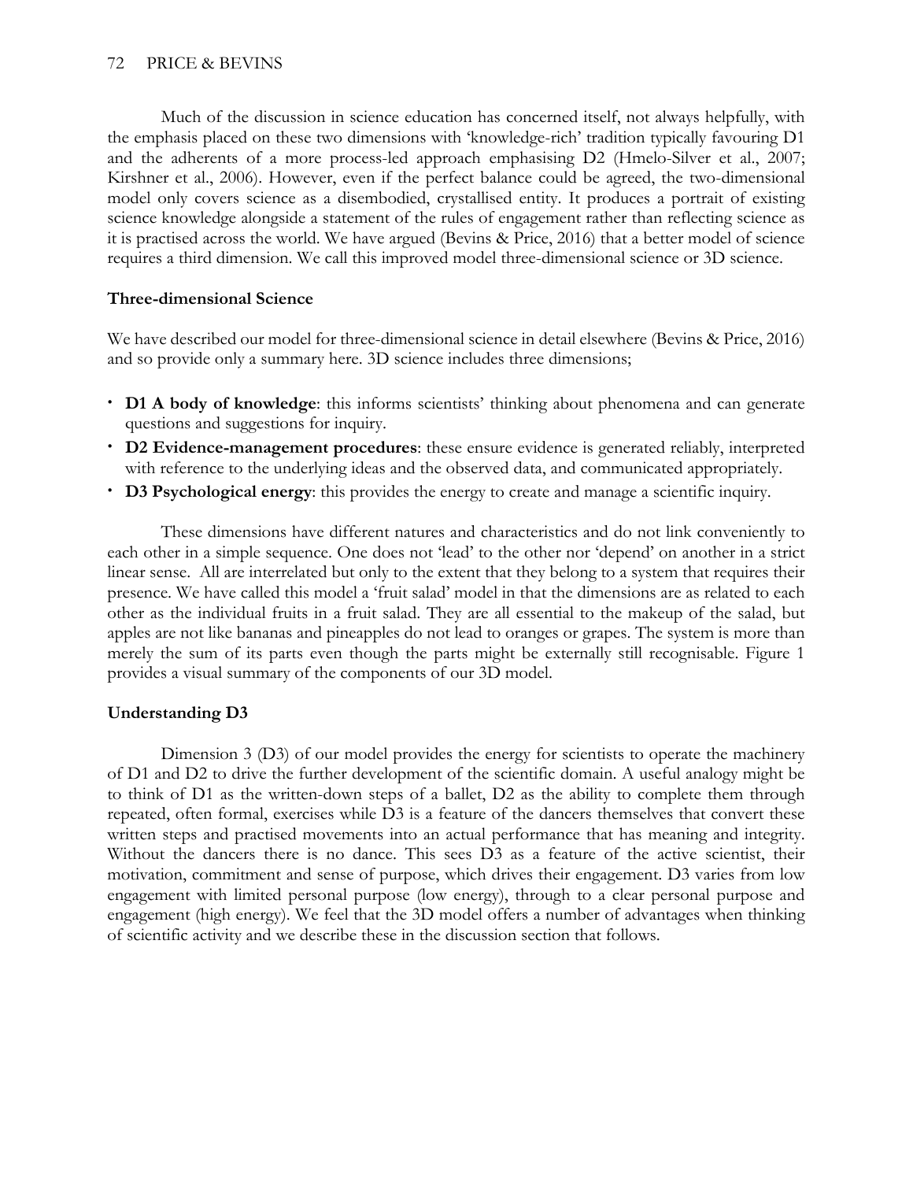Much of the discussion in science education has concerned itself, not always helpfully, with the emphasis placed on these two dimensions with 'knowledge-rich' tradition typically favouring D1 and the adherents of a more process-led approach emphasising D2 (Hmelo-Silver et al., 2007; Kirshner et al., 2006). However, even if the perfect balance could be agreed, the two-dimensional model only covers science as a disembodied, crystallised entity. It produces a portrait of existing science knowledge alongside a statement of the rules of engagement rather than reflecting science as it is practised across the world. We have argued (Bevins & Price, 2016) that a better model of science requires a third dimension. We call this improved model three-dimensional science or 3D science.

### Three-dimensional Science

We have described our model for three-dimensional science in detail elsewhere (Bevins & Price, 2016) and so provide only a summary here. 3D science includes three dimensions;

- **D1 A body of knowledge**: this informs scientists' thinking about phenomena and can generate questions and suggestions for inquiry.
- **D2 Evidence-management procedures**: these ensure evidence is generated reliably, interpreted with reference to the underlying ideas and the observed data, and communicated appropriately.
- **D3 Psychological energy**: this provides the energy to create and manage a scientific inquiry.

These dimensions have different natures and characteristics and do not link conveniently to each other in a simple sequence. One does not 'lead' to the other nor 'depend' on another in a strict linear sense. All are interrelated but only to the extent that they belong to a system that requires their presence. We have called this model a 'fruit salad' model in that the dimensions are as related to each other as the individual fruits in a fruit salad. They are all essential to the makeup of the salad, but apples are not like bananas and pineapples do not lead to oranges or grapes. The system is more than merely the sum of its parts even though the parts might be externally still recognisable. Figure 1 provides a visual summary of the components of our 3D model.

### Understanding D3

Dimension 3 (D3) of our model provides the energy for scientists to operate the machinery of D1 and D2 to drive the further development of the scientific domain. A useful analogy might be to think of D1 as the written-down steps of a ballet, D2 as the ability to complete them through repeated, often formal, exercises while D3 is a feature of the dancers themselves that convert these written steps and practised movements into an actual performance that has meaning and integrity. Without the dancers there is no dance. This sees D3 as a feature of the active scientist, their motivation, commitment and sense of purpose, which drives their engagement. D3 varies from low engagement with limited personal purpose (low energy), through to a clear personal purpose and engagement (high energy). We feel that the 3D model offers a number of advantages when thinking of scientific activity and we describe these in the discussion section that follows.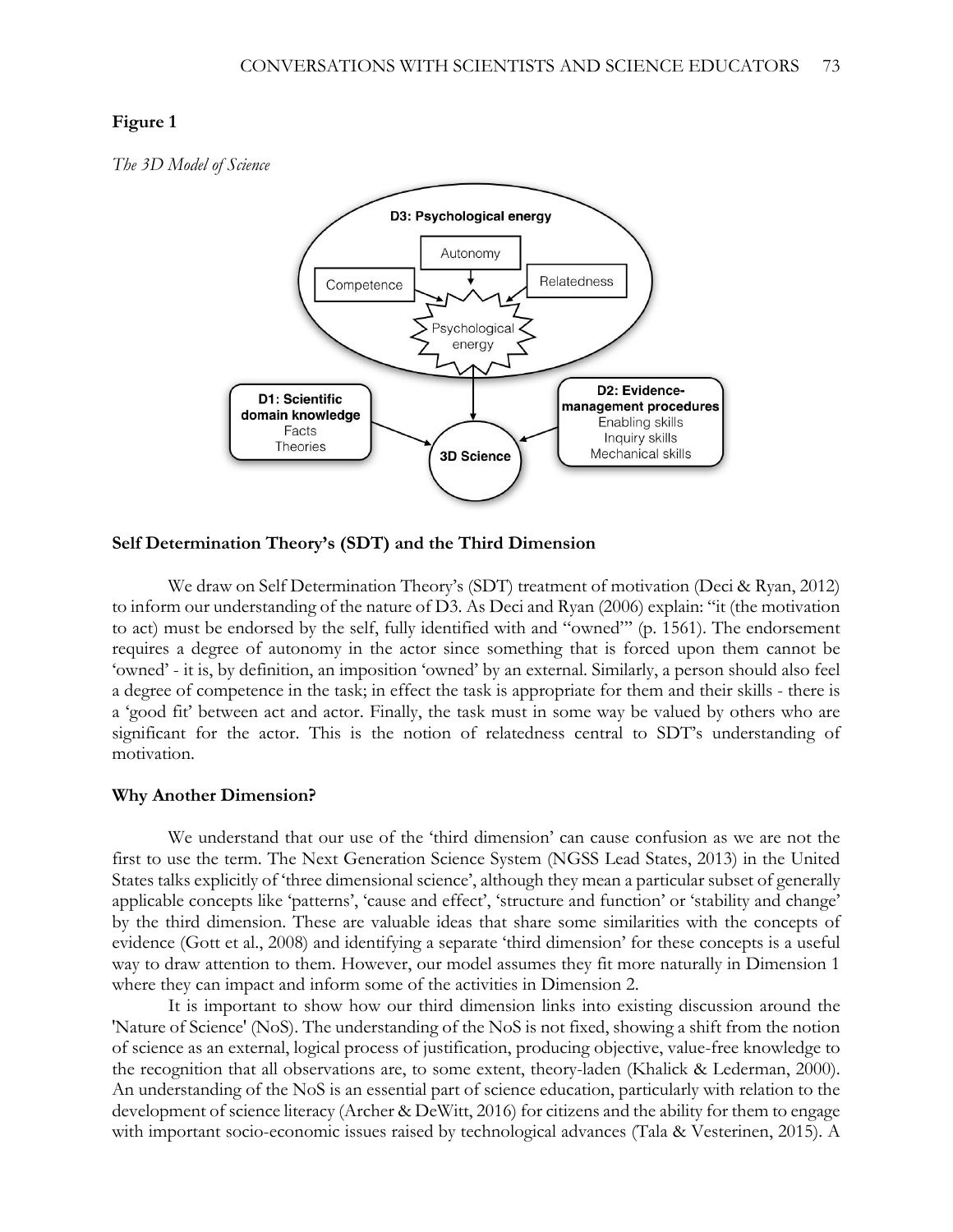**Figure 1**

*The 3D Model of Science*

**Self Determination Theory's (SDT) and the Third Dimension**

We draw on Self Determination Theory's (SDT) treatment of motivation (Deci & Ryan, 2012) to inform our understanding of the nature of D3. As Deci and Ryan (2006) explain: "it (the motivation to act) must be endorsed by the self, fully identified with and "owned"" (p. 1561). The endorsement requires a degree of autonomy in the actor since something that is forced upon them cannot be 'owned' - it is, by definition, an imposition 'owned' by an external. Similarly, a person should also feel a degree of competence in the task; in effect the task is appropriate for them and their skills - there is a 'good fit' between act and actor. Finally, the task must in some way be valued by others who are significant for the actor. This is the notion of relatedness central to SDT's understanding of motivation.

**Why Another Dimension?**

We understand that our use of the 'third dimension' can cause confusion as we are not the first to use the term. The Next Generation Science System (NGSS Lead States, 2013) in the United States talks explicitly of 'three dimensional science', although they mean a particular subset of generally applicable concepts like 'patterns', 'cause and effect', 'structure and function' or 'stability and change' by the third dimension. These are valuable ideas that share some similarities with the concepts of evidence (Gott et al., 2008) and identifying a separate 'third dimension' for these concepts is a useful way to draw attention to them. However, our model assumes they fit more naturally in Dimension 1 where they can impact and inform some of the activities in Dimension 2.

It is important to show how our third dimension links into existing discussion around the 'Nature of Science' (NoS). The understanding of the NoS is not fixed, showing a shift from the notion of science as an external, logical process of justification, producing objective, value-free knowledge to the recognition that all observations are, to some extent, theory-laden (Khalick & Lederman, 2000). An understanding of the NoS is an essential part of science education, particularly with relation to the development of science literacy (Archer & DeWitt, 2016) for citizens and the ability for them to engage with important socio-economic issues raised by technological advances (Tala & Vesterinen, 2015). A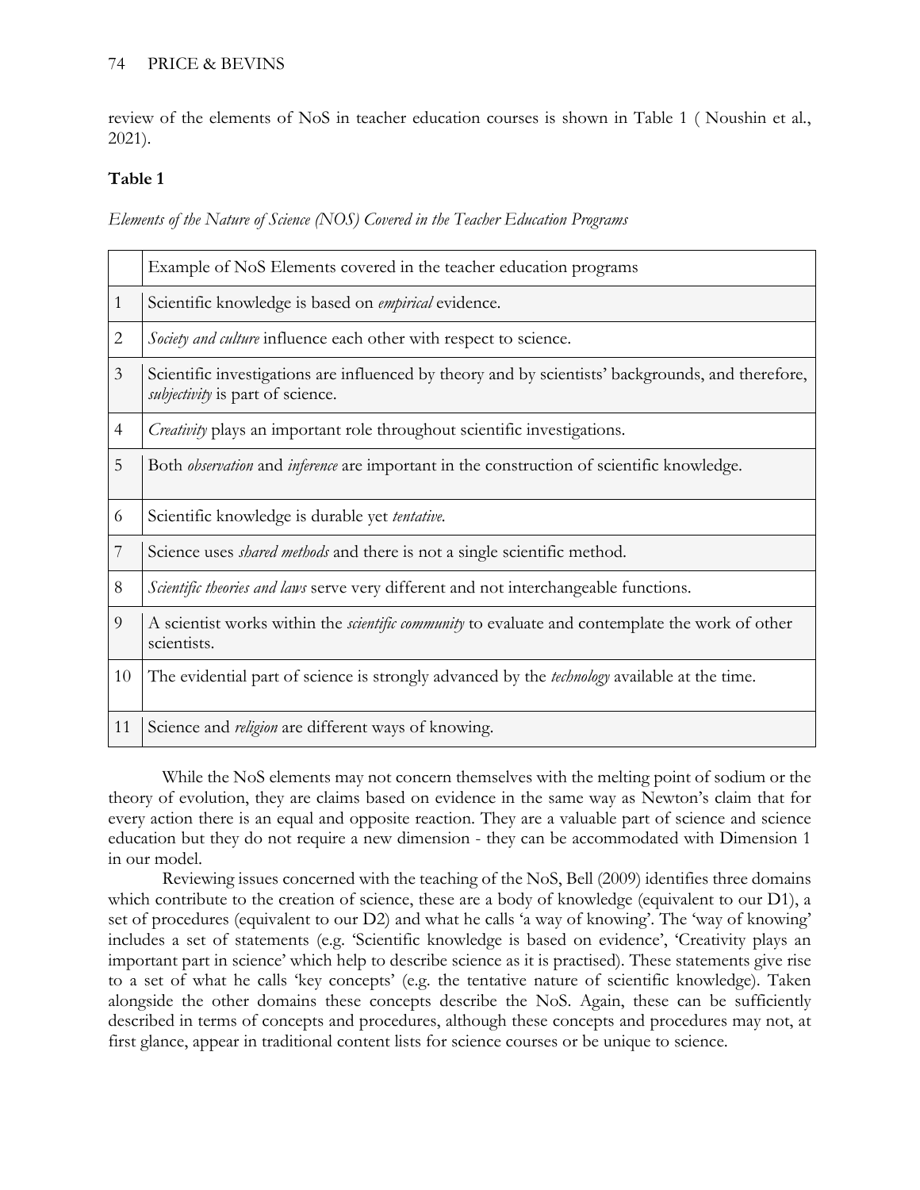review of the elements of NoS in teacher education courses is shown in Table 1 ( Noushin et al., 2021).

**Table 1**

*Elements of the Nature of Science (NOS) Covered in the Teacher Education Programs*

| | Example of NoS Elements covered in the teacher education programs |
|---|---|
| 1 | Scientific knowledge is based on *empirical* evidence. |
| 2 | *Society and culture* influence each other with respect to science. |
| 3 | Scientific investigations are influenced by theory and by scientists' backgrounds, and therefore, *subjectivity* is part of science. |
| 4 | *Creativity* plays an important role throughout scientific investigations. |
| 5 | Both *observation* and *inference* are important in the construction of scientific knowledge. |
| 6 | Scientific knowledge is durable yet *tentative*. |
| 7 | Science uses *shared methods* and there is not a single scientific method. |
| 8 | *Scientific theories and laws* serve very different and not interchangeable functions. |
| 9 | A scientist works within the *scientific community* to evaluate and contemplate the work of other scientists. |
| 10 | The evidential part of science is strongly advanced by the *technology* available at the time. |
| 11 | Science and *religion* are different ways of knowing. |

While the NoS elements may not concern themselves with the melting point of sodium or the theory of evolution, they are claims based on evidence in the same way as Newton's claim that for every action there is an equal and opposite reaction. They are a valuable part of science and science education but they do not require a new dimension - they can be accommodated with Dimension 1 in our model.

Reviewing issues concerned with the teaching of the NoS, Bell (2009) identifies three domains which contribute to the creation of science, these are a body of knowledge (equivalent to our D1), a set of procedures (equivalent to our D2) and what he calls 'a way of knowing'. The 'way of knowing' includes a set of statements (e.g. 'Scientific knowledge is based on evidence', 'Creativity plays an important part in science' which help to describe science as it is practised). These statements give rise to a set of what he calls 'key concepts' (e.g. the tentative nature of scientific knowledge). Taken alongside the other domains these concepts describe the NoS. Again, these can be sufficiently described in terms of concepts and procedures, although these concepts and procedures may not, at first glance, appear in traditional content lists for science courses or be unique to science.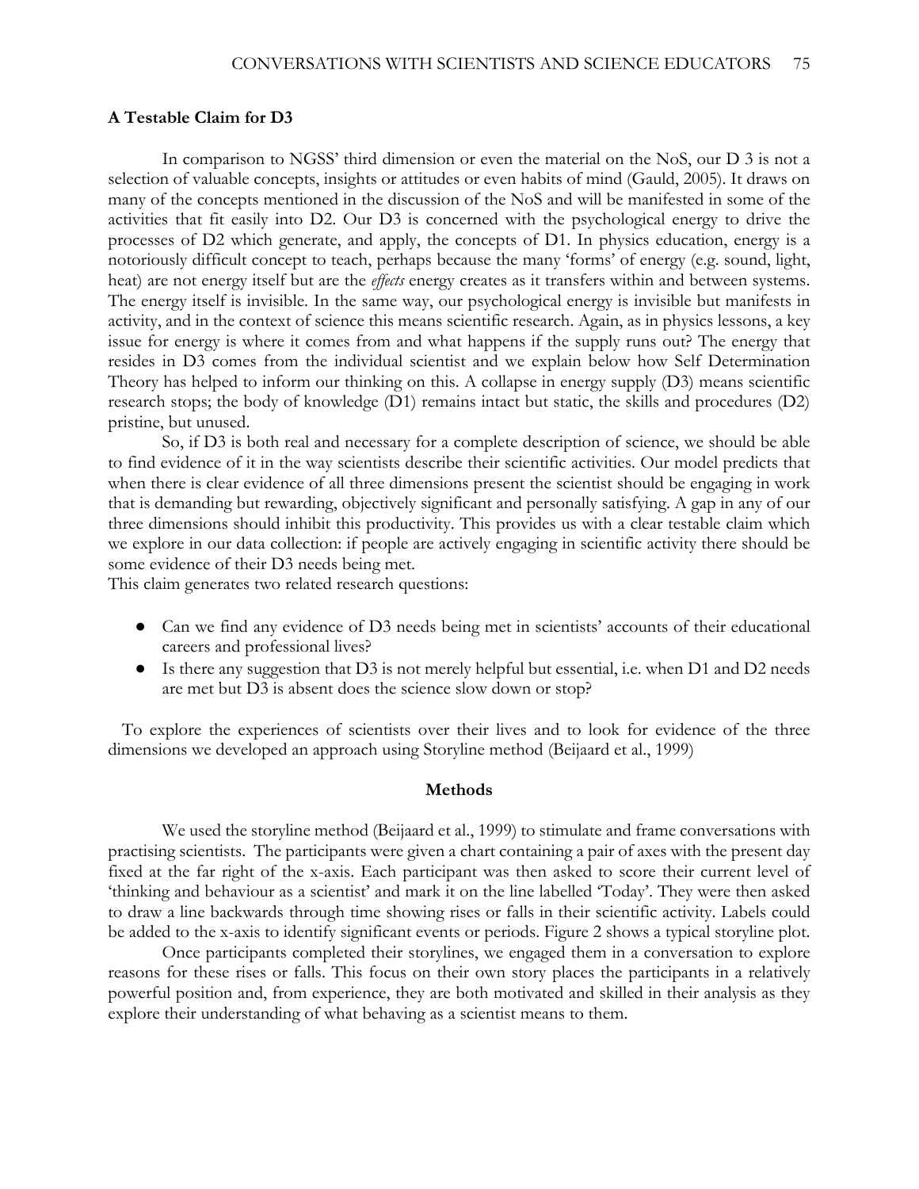### A Testable Claim for D3

In comparison to NGSS' third dimension or even the material on the NoS, our D 3 is not a selection of valuable concepts, insights or attitudes or even habits of mind (Gauld, 2005). It draws on many of the concepts mentioned in the discussion of the NoS and will be manifested in some of the activities that fit easily into D2. Our D3 is concerned with the psychological energy to drive the processes of D2 which generate, and apply, the concepts of D1. In physics education, energy is a notoriously difficult concept to teach, perhaps because the many 'forms' of energy (e.g. sound, light, heat) are not energy itself but are the *effects* energy creates as it transfers within and between systems. The energy itself is invisible. In the same way, our psychological energy is invisible but manifests in activity, and in the context of science this means scientific research. Again, as in physics lessons, a key issue for energy is where it comes from and what happens if the supply runs out? The energy that resides in D3 comes from the individual scientist and we explain below how Self Determination Theory has helped to inform our thinking on this. A collapse in energy supply (D3) means scientific research stops; the body of knowledge (D1) remains intact but static, the skills and procedures (D2) pristine, but unused.

So, if D3 is both real and necessary for a complete description of science, we should be able to find evidence of it in the way scientists describe their scientific activities. Our model predicts that when there is clear evidence of all three dimensions present the scientist should be engaging in work that is demanding but rewarding, objectively significant and personally satisfying. A gap in any of our three dimensions should inhibit this productivity. This provides us with a clear testable claim which we explore in our data collection: if people are actively engaging in scientific activity there should be some evidence of their D3 needs being met.

This claim generates two related research questions:

- Can we find any evidence of D3 needs being met in scientists' accounts of their educational careers and professional lives?
- Is there any suggestion that D3 is not merely helpful but essential, i.e. when D1 and D2 needs are met but D3 is absent does the science slow down or stop?

To explore the experiences of scientists over their lives and to look for evidence of the three dimensions we developed an approach using Storyline method (Beijaard et al., 1999)

## Methods

We used the storyline method (Beijaard et al., 1999) to stimulate and frame conversations with practising scientists. The participants were given a chart containing a pair of axes with the present day fixed at the far right of the x-axis. Each participant was then asked to score their current level of 'thinking and behaviour as a scientist' and mark it on the line labelled 'Today'. They were then asked to draw a line backwards through time showing rises or falls in their scientific activity. Labels could be added to the x-axis to identify significant events or periods. Figure 2 shows a typical storyline plot.

Once participants completed their storylines, we engaged them in a conversation to explore reasons for these rises or falls. This focus on their own story places the participants in a relatively powerful position and, from experience, they are both motivated and skilled in their analysis as they explore their understanding of what behaving as a scientist means to them.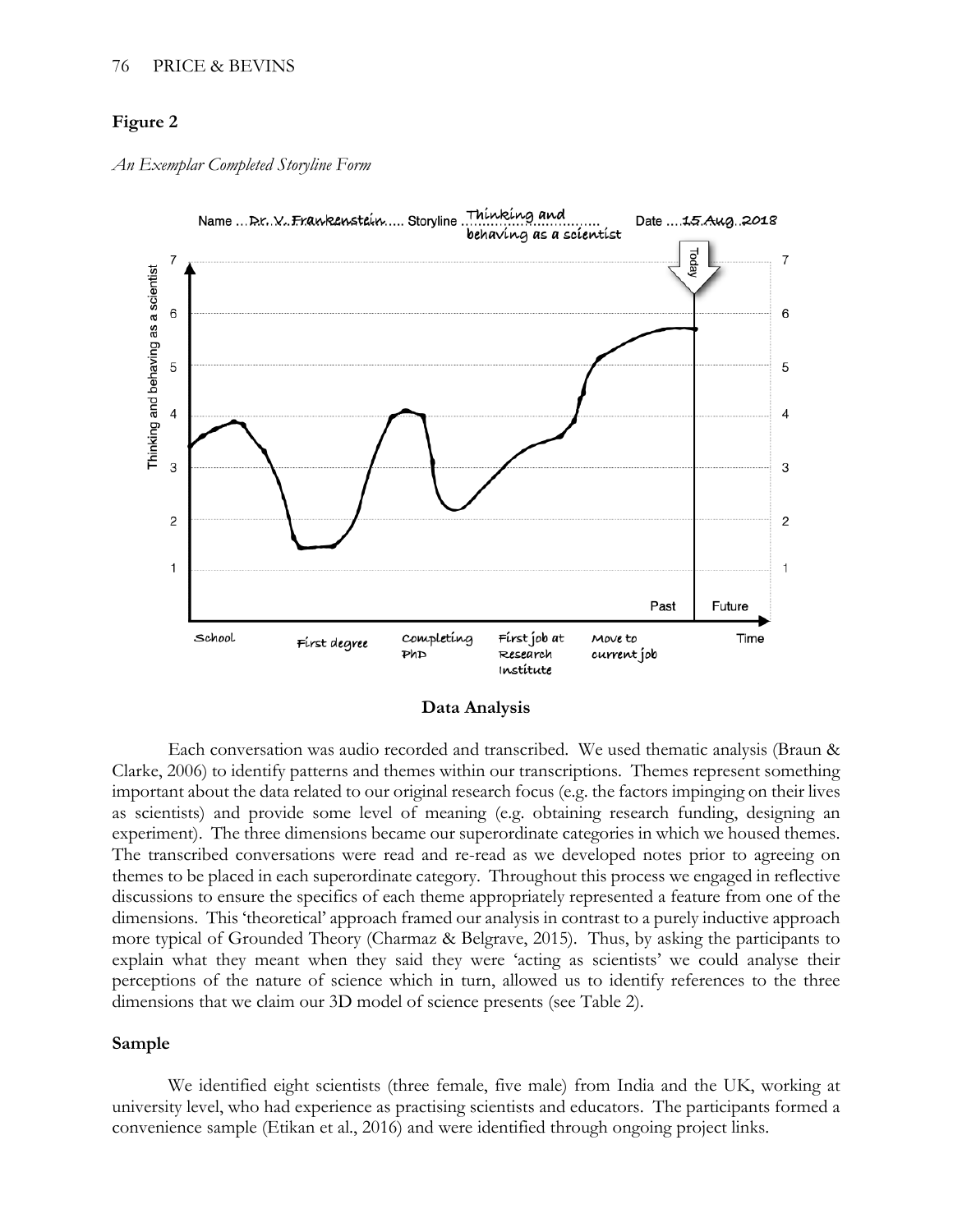**Figure 2**

*An Exemplar Completed Storyline Form*

## Data Analysis

Each conversation was audio recorded and transcribed. We used thematic analysis (Braun & Clarke, 2006) to identify patterns and themes within our transcriptions. Themes represent something important about the data related to our original research focus (e.g. the factors impinging on their lives as scientists) and provide some level of meaning (e.g. obtaining research funding, designing an experiment). The three dimensions became our superordinate categories in which we housed themes. The transcribed conversations were read and re-read as we developed notes prior to agreeing on themes to be placed in each superordinate category. Throughout this process we engaged in reflective discussions to ensure the specifics of each theme appropriately represented a feature from one of the dimensions. This 'theoretical' approach framed our analysis in contrast to a purely inductive approach more typical of Grounded Theory (Charmaz & Belgrave, 2015). Thus, by asking the participants to explain what they meant when they said they were 'acting as scientists' we could analyse their perceptions of the nature of science which in turn, allowed us to identify references to the three dimensions that we claim our 3D model of science presents (see Table 2).

### Sample

We identified eight scientists (three female, five male) from India and the UK, working at university level, who had experience as practising scientists and educators. The participants formed a convenience sample (Etikan et al., 2016) and were identified through ongoing project links.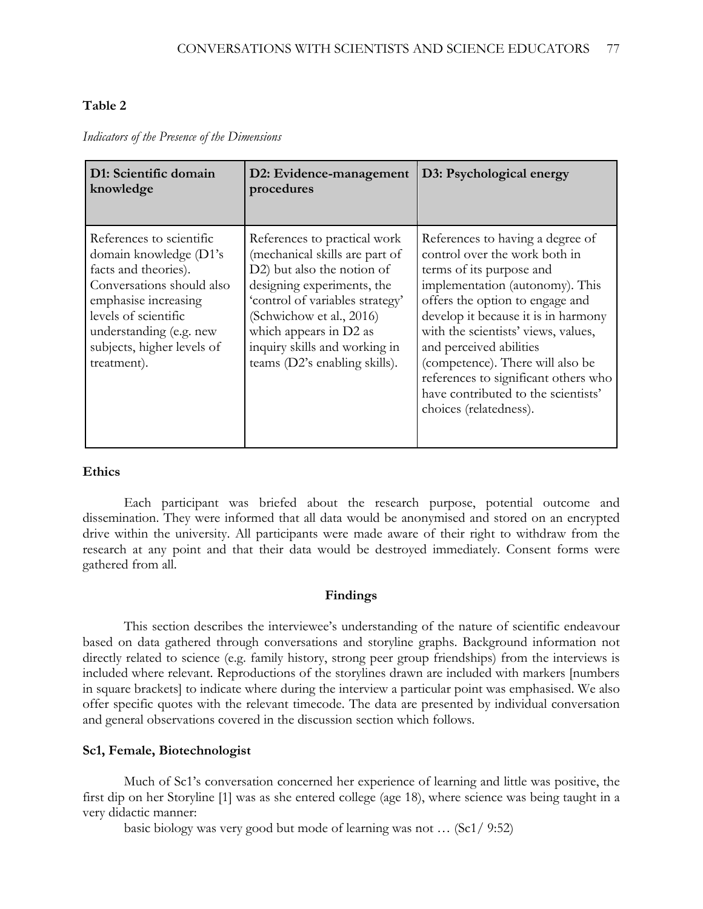**Table 2**

*Indicators of the Presence of the Dimensions*

| D1: Scientific domain knowledge | D2: Evidence-management procedures | D3: Psychological energy |
| --- | --- | --- |
| References to scientific domain knowledge (D1's facts and theories). Conversations should also emphasise increasing levels of scientific understanding (e.g. new subjects, higher levels of treatment). | References to practical work (mechanical skills are part of D2) but also the notion of designing experiments, the 'control of variables strategy' (Schwichow et al., 2016) which appears in D2 as inquiry skills and working in teams (D2's enabling skills). | References to having a degree of control over the work both in terms of its purpose and implementation (autonomy). This offers the option to engage and develop it because it is in harmony with the scientists' views, values, and perceived abilities (competence). There will also be references to significant others who have contributed to the scientists' choices (relatedness). |

### Ethics

Each participant was briefed about the research purpose, potential outcome and dissemination. They were informed that all data would be anonymised and stored on an encrypted drive within the university. All participants were made aware of their right to withdraw from the research at any point and that their data would be destroyed immediately. Consent forms were gathered from all.

## Findings

This section describes the interviewee's understanding of the nature of scientific endeavour based on data gathered through conversations and storyline graphs. Background information not directly related to science (e.g. family history, strong peer group friendships) from the interviews is included where relevant. Reproductions of the storylines drawn are included with markers [numbers in square brackets] to indicate where during the interview a particular point was emphasised. We also offer specific quotes with the relevant timecode. The data are presented by individual conversation and general observations covered in the discussion section which follows.

### Sc1, Female, Biotechnologist

Much of Sc1's conversation concerned her experience of learning and little was positive, the first dip on her Storyline [1] was as she entered college (age 18), where science was being taught in a very didactic manner:

basic biology was very good but mode of learning was not … (Sc1/ 9:52)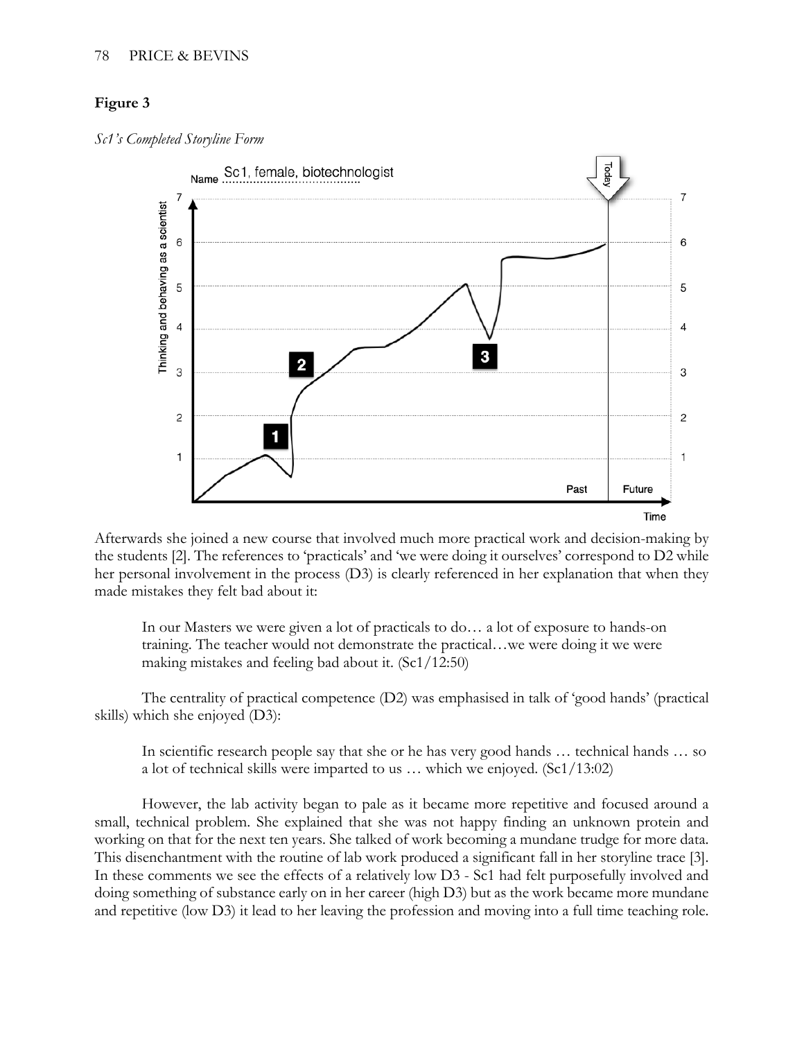**Figure 3**

*Sc1's Completed Storyline Form*

Afterwards she joined a new course that involved much more practical work and decision-making by the students [2]. The references to 'practicals' and 'we were doing it ourselves' correspond to D2 while her personal involvement in the process (D3) is clearly referenced in her explanation that when they made mistakes they felt bad about it:

> In our Masters we were given a lot of practicals to do… a lot of exposure to hands-on training. The teacher would not demonstrate the practical…we were doing it we were making mistakes and feeling bad about it. (Sc1/12:50)

The centrality of practical competence (D2) was emphasised in talk of 'good hands' (practical skills) which she enjoyed (D3):

> In scientific research people say that she or he has very good hands … technical hands … so a lot of technical skills were imparted to us … which we enjoyed. (Sc1/13:02)

However, the lab activity began to pale as it became more repetitive and focused around a small, technical problem. She explained that she was not happy finding an unknown protein and working on that for the next ten years. She talked of work becoming a mundane trudge for more data. This disenchantment with the routine of lab work produced a significant fall in her storyline trace [3]. In these comments we see the effects of a relatively low D3 - Sc1 had felt purposefully involved and doing something of substance early on in her career (high D3) but as the work became more mundane and repetitive (low D3) it lead to her leaving the profession and moving into a full time teaching role.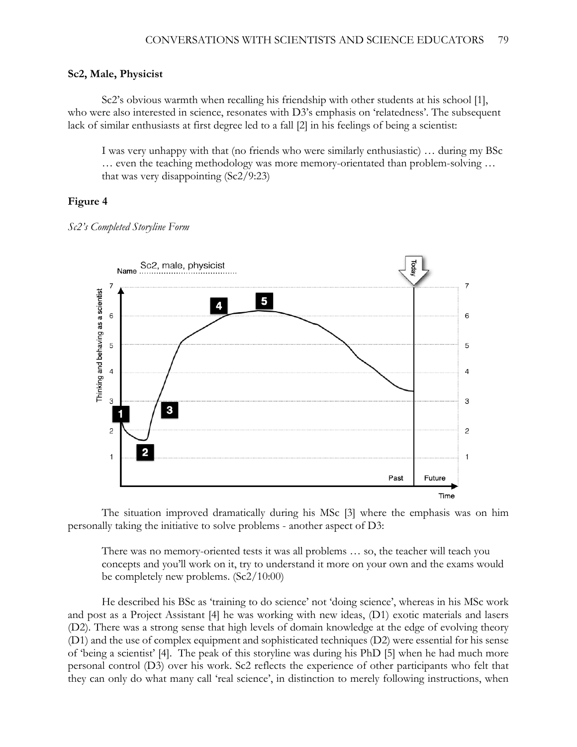**Sc2, Male, Physicist**

Sc2's obvious warmth when recalling his friendship with other students at his school [1], who were also interested in science, resonates with D3's emphasis on 'relatedness'. The subsequent lack of similar enthusiasts at first degree led to a fall [2] in his feelings of being a scientist:

> I was very unhappy with that (no friends who were similarly enthusiastic) … during my BSc … even the teaching methodology was more memory-orientated than problem-solving … that was very disappointing (Sc2/9:23)

**Figure 4**

*Sc2's Completed Storyline Form*

The situation improved dramatically during his MSc [3] where the emphasis was on him personally taking the initiative to solve problems - another aspect of D3:

> There was no memory-oriented tests it was all problems … so, the teacher will teach you concepts and you'll work on it, try to understand it more on your own and the exams would be completely new problems. (Sc2/10:00)

He described his BSc as 'training to do science' not 'doing science', whereas in his MSc work and post as a Project Assistant [4] he was working with new ideas, (D1) exotic materials and lasers (D2). There was a strong sense that high levels of domain knowledge at the edge of evolving theory (D1) and the use of complex equipment and sophisticated techniques (D2) were essential for his sense of 'being a scientist' [4]. The peak of this storyline was during his PhD [5] when he had much more personal control (D3) over his work. Sc2 reflects the experience of other participants who felt that they can only do what many call 'real science', in distinction to merely following instructions, when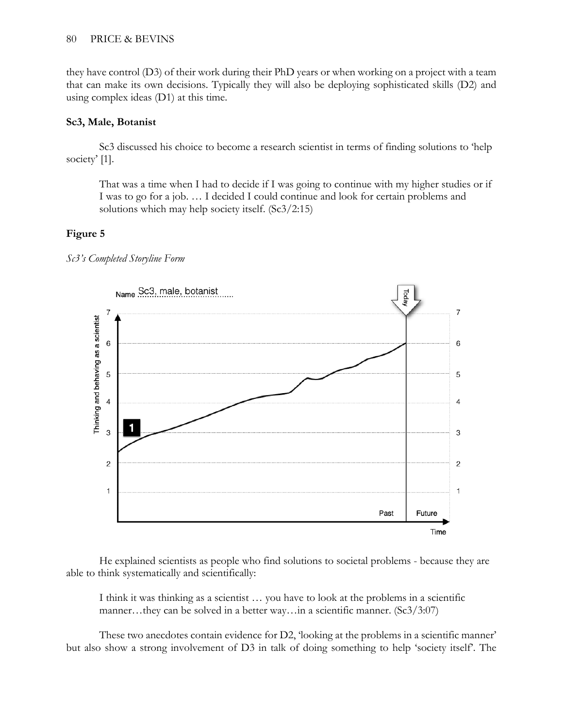they have control (D3) of their work during their PhD years or when working on a project with a team that can make its own decisions. Typically they will also be deploying sophisticated skills (D2) and using complex ideas (D1) at this time.

**Sc3, Male, Botanist**

Sc3 discussed his choice to become a research scientist in terms of finding solutions to 'help society' [1].

> That was a time when I had to decide if I was going to continue with my higher studies or if I was to go for a job. … I decided I could continue and look for certain problems and solutions which may help society itself. (Sc3/2:15)

**Figure 5**

*Sc3's Completed Storyline Form*

He explained scientists as people who find solutions to societal problems - because they are able to think systematically and scientifically:

> I think it was thinking as a scientist … you have to look at the problems in a scientific manner…they can be solved in a better way…in a scientific manner. (Sc3/3:07)

These two anecdotes contain evidence for D2, 'looking at the problems in a scientific manner' but also show a strong involvement of D3 in talk of doing something to help 'society itself'. The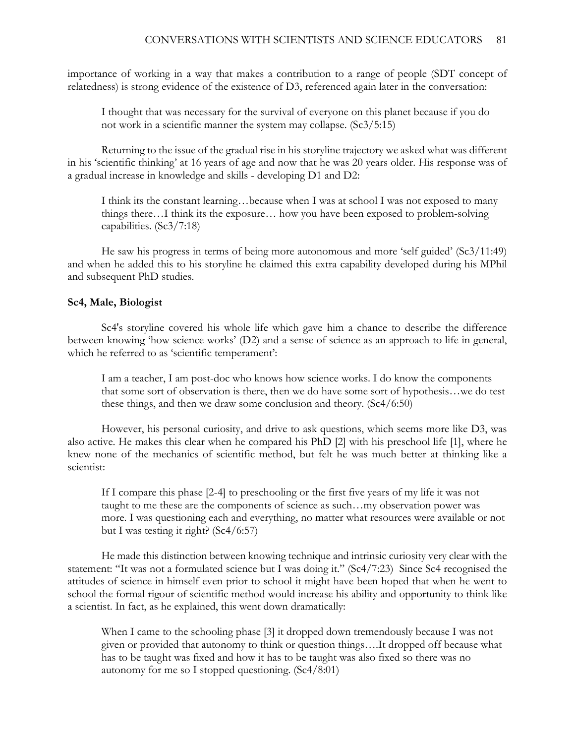importance of working in a way that makes a contribution to a range of people (SDT concept of relatedness) is strong evidence of the existence of D3, referenced again later in the conversation:

> I thought that was necessary for the survival of everyone on this planet because if you do not work in a scientific manner the system may collapse. (Sc3/5:15)

Returning to the issue of the gradual rise in his storyline trajectory we asked what was different in his 'scientific thinking' at 16 years of age and now that he was 20 years older. His response was of a gradual increase in knowledge and skills - developing D1 and D2:

> I think its the constant learning…because when I was at school I was not exposed to many things there…I think its the exposure… how you have been exposed to problem-solving capabilities. (Sc3/7:18)

He saw his progress in terms of being more autonomous and more 'self guided' (Sc3/11:49) and when he added this to his storyline he claimed this extra capability developed during his MPhil and subsequent PhD studies.

**Sc4, Male, Biologist**

Sc4's storyline covered his whole life which gave him a chance to describe the difference between knowing 'how science works' (D2) and a sense of science as an approach to life in general, which he referred to as 'scientific temperament':

> I am a teacher, I am post-doc who knows how science works. I do know the components that some sort of observation is there, then we do have some sort of hypothesis…we do test these things, and then we draw some conclusion and theory. (Sc4/6:50)

However, his personal curiosity, and drive to ask questions, which seems more like D3, was also active. He makes this clear when he compared his PhD [2] with his preschool life [1], where he knew none of the mechanics of scientific method, but felt he was much better at thinking like a scientist:

> If I compare this phase [2-4] to preschooling or the first five years of my life it was not taught to me these are the components of science as such…my observation power was more. I was questioning each and everything, no matter what resources were available or not but I was testing it right? (Sc4/6:57)

He made this distinction between knowing technique and intrinsic curiosity very clear with the statement: "It was not a formulated science but I was doing it." (Sc4/7:23) Since Sc4 recognised the attitudes of science in himself even prior to school it might have been hoped that when he went to school the formal rigour of scientific method would increase his ability and opportunity to think like a scientist. In fact, as he explained, this went down dramatically:

> When I came to the schooling phase [3] it dropped down tremendously because I was not given or provided that autonomy to think or question things….It dropped off because what has to be taught was fixed and how it has to be taught was also fixed so there was no autonomy for me so I stopped questioning. (Sc4/8:01)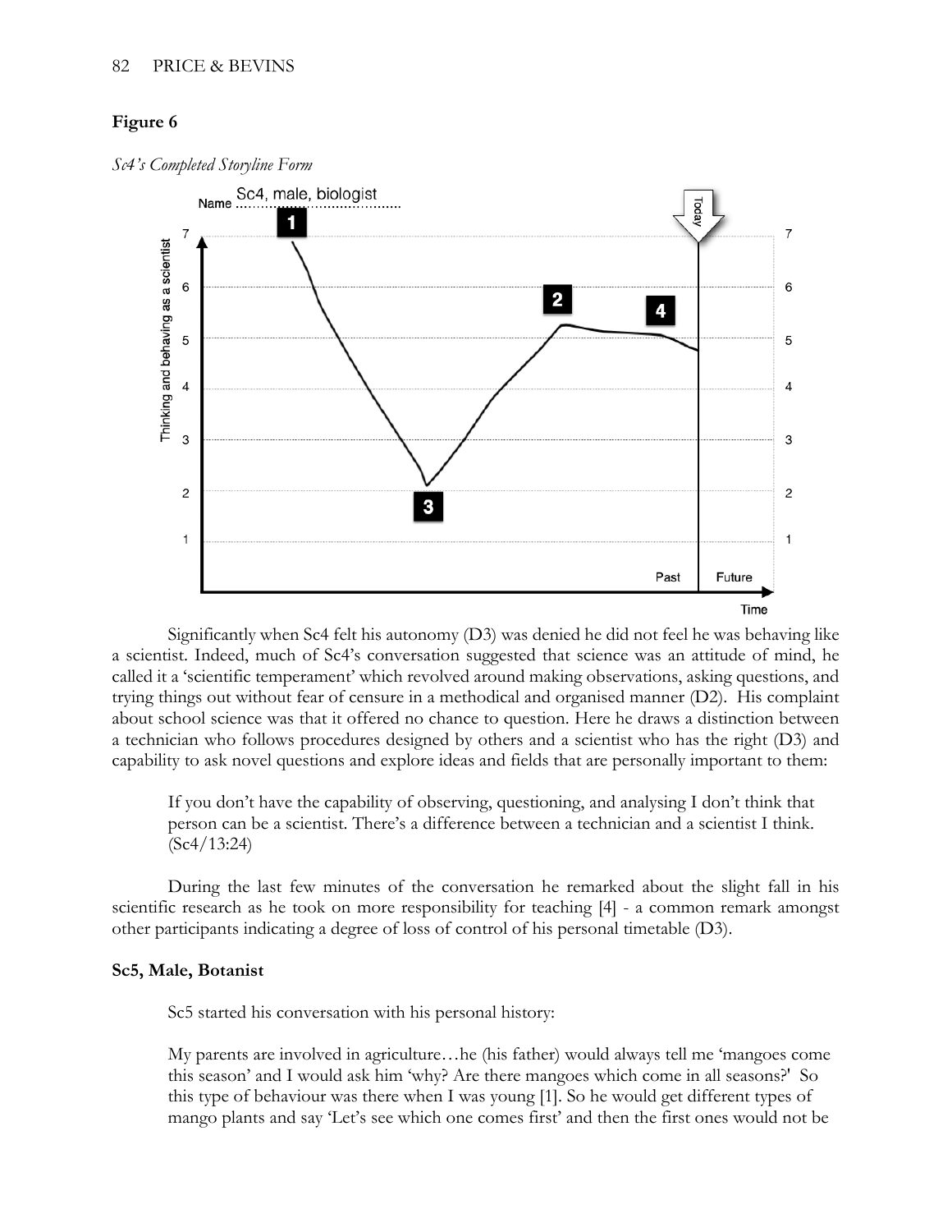**Figure 6**

*Sc4's Completed Storyline Form*

Significantly when Sc4 felt his autonomy (D3) was denied he did not feel he was behaving like a scientist. Indeed, much of Sc4's conversation suggested that science was an attitude of mind, he called it a 'scientific temperament' which revolved around making observations, asking questions, and trying things out without fear of censure in a methodical and organised manner (D2). His complaint about school science was that it offered no chance to question. Here he draws a distinction between a technician who follows procedures designed by others and a scientist who has the right (D3) and capability to ask novel questions and explore ideas and fields that are personally important to them:

> If you don't have the capability of observing, questioning, and analysing I don't think that person can be a scientist. There's a difference between a technician and a scientist I think. (Sc4/13:24)

During the last few minutes of the conversation he remarked about the slight fall in his scientific research as he took on more responsibility for teaching [4] - a common remark amongst other participants indicating a degree of loss of control of his personal timetable (D3).

### Sc5, Male, Botanist

Sc5 started his conversation with his personal history:

> My parents are involved in agriculture…he (his father) would always tell me 'mangoes come this season' and I would ask him 'why? Are there mangoes which come in all seasons?' So this type of behaviour was there when I was young [1]. So he would get different types of mango plants and say 'Let's see which one comes first' and then the first ones would not be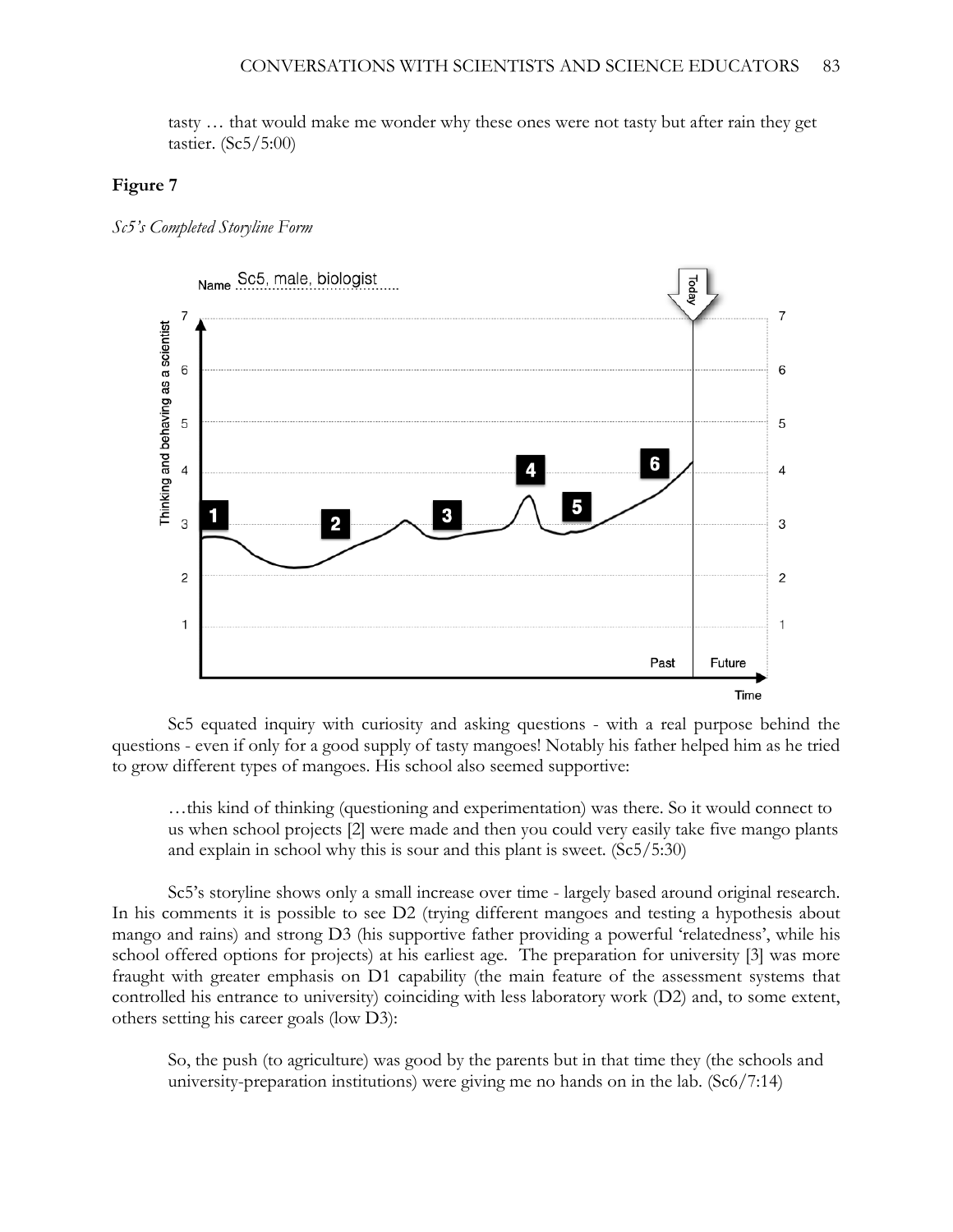tasty … that would make me wonder why these ones were not tasty but after rain they get tastier. (Sc5/5:00)

**Figure 7**

*Sc5's Completed Storyline Form*

Sc5 equated inquiry with curiosity and asking questions - with a real purpose behind the questions - even if only for a good supply of tasty mangoes! Notably his father helped him as he tried to grow different types of mangoes. His school also seemed supportive:

> …this kind of thinking (questioning and experimentation) was there. So it would connect to us when school projects [2] were made and then you could very easily take five mango plants and explain in school why this is sour and this plant is sweet. (Sc5/5:30)

Sc5's storyline shows only a small increase over time - largely based around original research. In his comments it is possible to see D2 (trying different mangoes and testing a hypothesis about mango and rains) and strong D3 (his supportive father providing a powerful 'relatedness', while his school offered options for projects) at his earliest age. The preparation for university [3] was more fraught with greater emphasis on D1 capability (the main feature of the assessment systems that controlled his entrance to university) coinciding with less laboratory work (D2) and, to some extent, others setting his career goals (low D3):

> So, the push (to agriculture) was good by the parents but in that time they (the schools and university-preparation institutions) were giving me no hands on in the lab. (Sc6/7:14)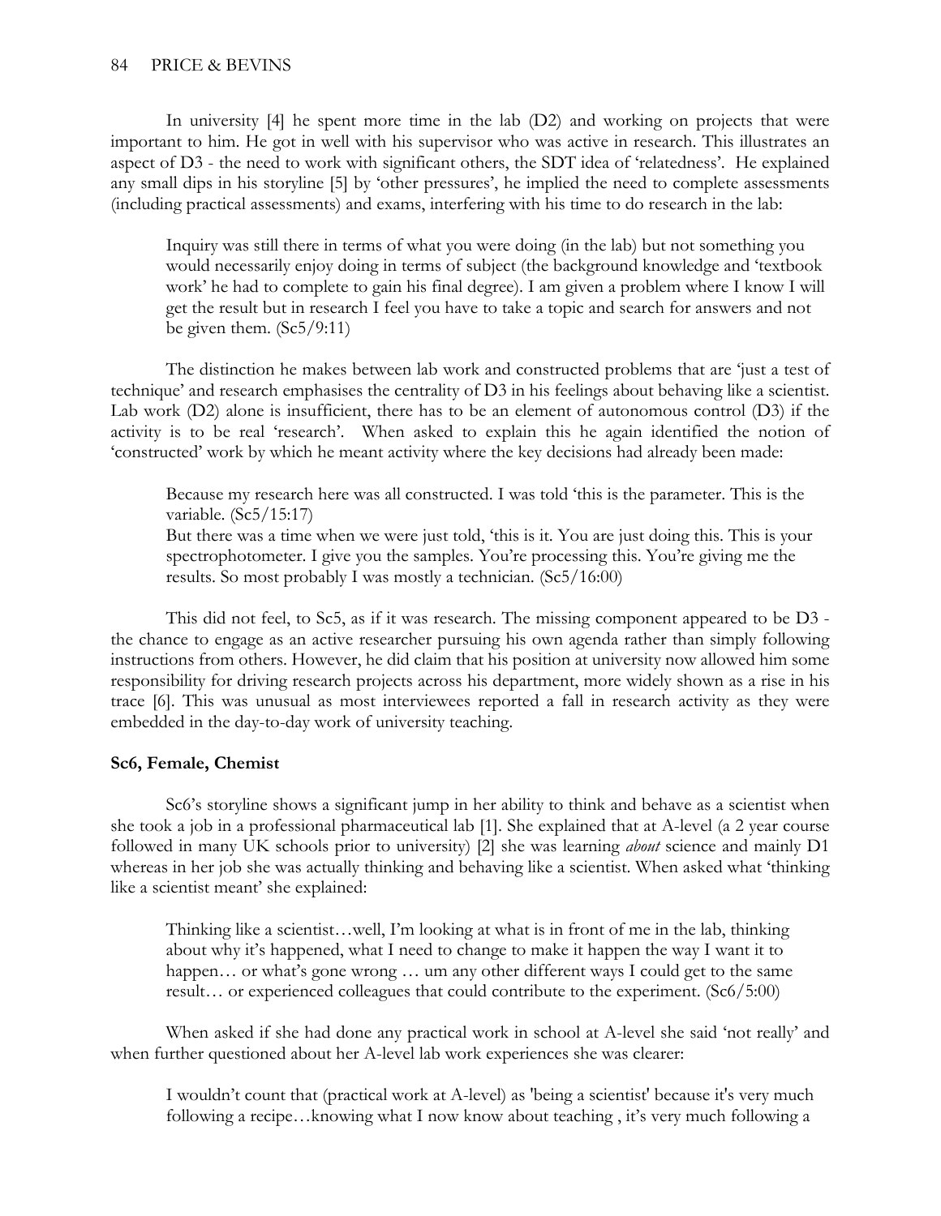In university [4] he spent more time in the lab (D2) and working on projects that were important to him. He got in well with his supervisor who was active in research. This illustrates an aspect of D3 - the need to work with significant others, the SDT idea of 'relatedness'. He explained any small dips in his storyline [5] by 'other pressures', he implied the need to complete assessments (including practical assessments) and exams, interfering with his time to do research in the lab:

> Inquiry was still there in terms of what you were doing (in the lab) but not something you would necessarily enjoy doing in terms of subject (the background knowledge and 'textbook work' he had to complete to gain his final degree). I am given a problem where I know I will get the result but in research I feel you have to take a topic and search for answers and not be given them. (Sc5/9:11)

The distinction he makes between lab work and constructed problems that are 'just a test of technique' and research emphasises the centrality of D3 in his feelings about behaving like a scientist. Lab work (D2) alone is insufficient, there has to be an element of autonomous control (D3) if the activity is to be real 'research'. When asked to explain this he again identified the notion of 'constructed' work by which he meant activity where the key decisions had already been made:

> Because my research here was all constructed. I was told 'this is the parameter. This is the variable. (Sc5/15:17)
>
> But there was a time when we were just told, 'this is it. You are just doing this. This is your spectrophotometer. I give you the samples. You're processing this. You're giving me the results. So most probably I was mostly a technician. (Sc5/16:00)

This did not feel, to Sc5, as if it was research. The missing component appeared to be D3 - the chance to engage as an active researcher pursuing his own agenda rather than simply following instructions from others. However, he did claim that his position at university now allowed him some responsibility for driving research projects across his department, more widely shown as a rise in his trace [6]. This was unusual as most interviewees reported a fall in research activity as they were embedded in the day-to-day work of university teaching.

**Sc6, Female, Chemist**

Sc6's storyline shows a significant jump in her ability to think and behave as a scientist when she took a job in a professional pharmaceutical lab [1]. She explained that at A-level (a 2 year course followed in many UK schools prior to university) [2] she was learning *about* science and mainly D1 whereas in her job she was actually thinking and behaving like a scientist. When asked what 'thinking like a scientist meant' she explained:

> Thinking like a scientist…well, I'm looking at what is in front of me in the lab, thinking about why it's happened, what I need to change to make it happen the way I want it to happen… or what's gone wrong … um any other different ways I could get to the same result… or experienced colleagues that could contribute to the experiment. (Sc6/5:00)

When asked if she had done any practical work in school at A-level she said 'not really' and when further questioned about her A-level lab work experiences she was clearer:

> I wouldn't count that (practical work at A-level) as 'being a scientist' because it's very much following a recipe…knowing what I now know about teaching , it's very much following a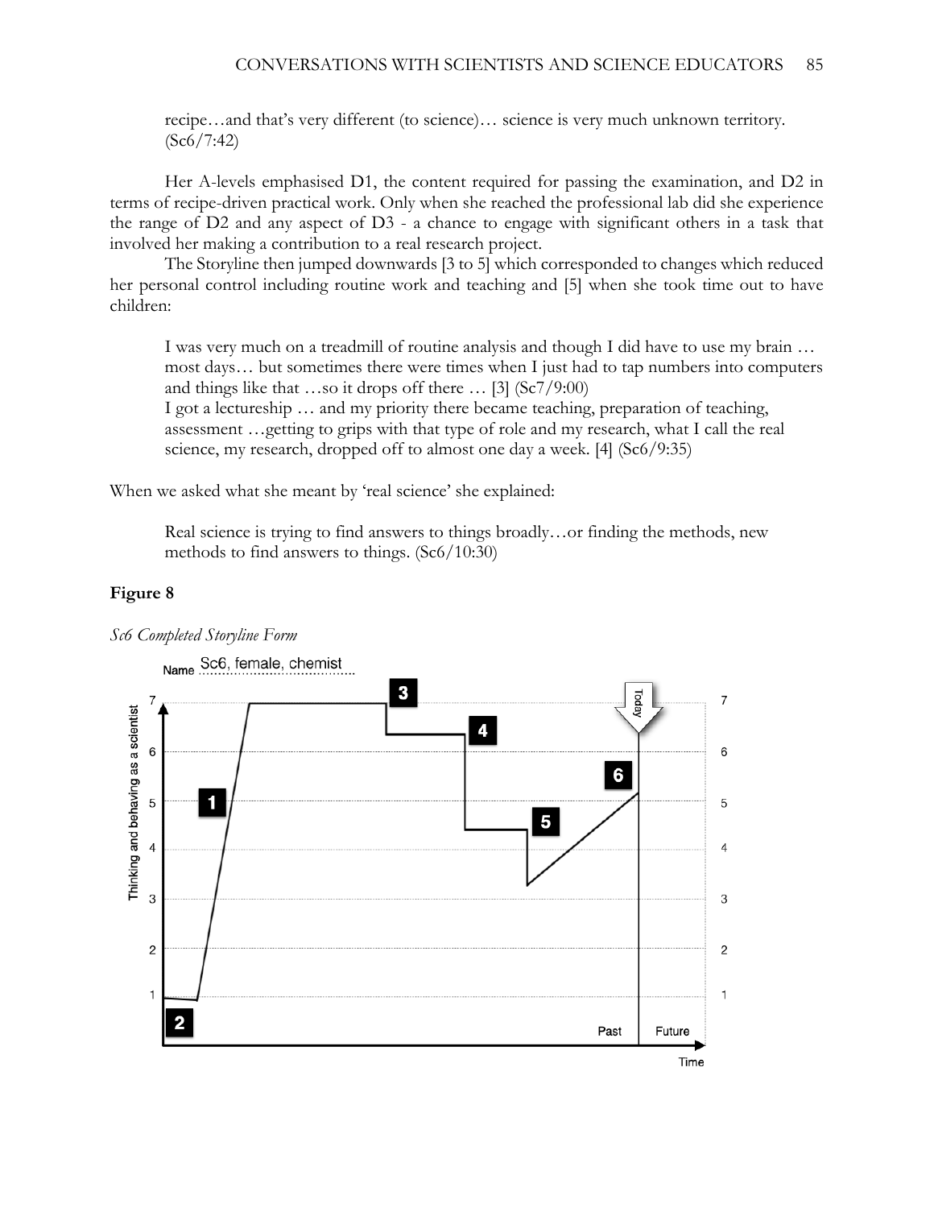recipe…and that's very different (to science)… science is very much unknown territory. (Sc6/7:42)

Her A-levels emphasised D1, the content required for passing the examination, and D2 in terms of recipe-driven practical work. Only when she reached the professional lab did she experience the range of D2 and any aspect of D3 - a chance to engage with significant others in a task that involved her making a contribution to a real research project.

The Storyline then jumped downwards [3 to 5] which corresponded to changes which reduced her personal control including routine work and teaching and [5] when she took time out to have children:

> I was very much on a treadmill of routine analysis and though I did have to use my brain … most days… but sometimes there were times when I just had to tap numbers into computers and things like that …so it drops off there … [3] (Sc7/9:00)
> I got a lectureship … and my priority there became teaching, preparation of teaching, assessment …getting to grips with that type of role and my research, what I call the real science, my research, dropped off to almost one day a week. [4] (Sc6/9:35)

When we asked what she meant by 'real science' she explained:

> Real science is trying to find answers to things broadly…or finding the methods, new methods to find answers to things. (Sc6/10:30)

**Figure 8**

*Sc6 Completed Storyline Form*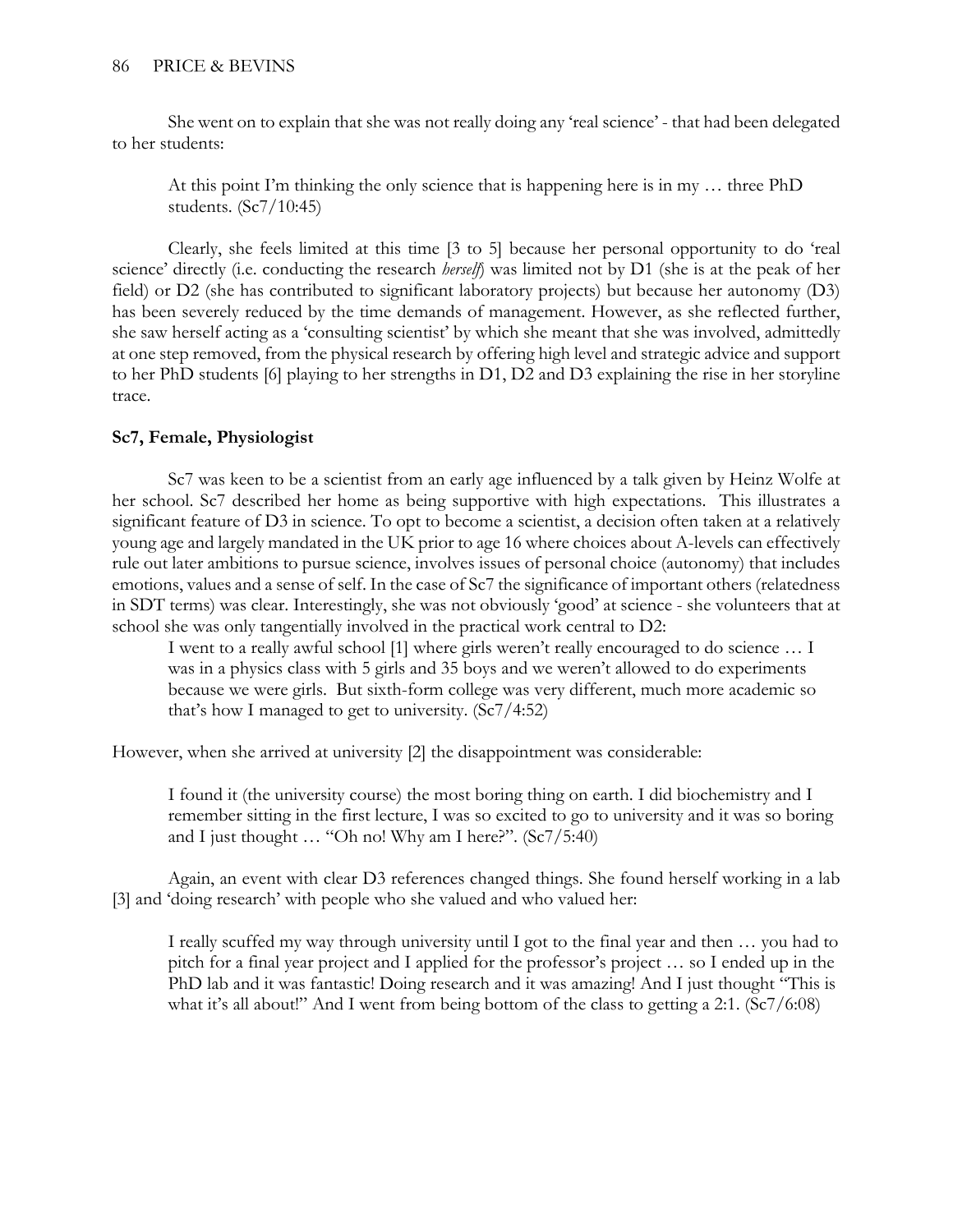She went on to explain that she was not really doing any 'real science' - that had been delegated to her students:

> At this point I'm thinking the only science that is happening here is in my … three PhD students. (Sc7/10:45)

Clearly, she feels limited at this time [3 to 5] because her personal opportunity to do 'real science' directly (i.e. conducting the research *herself*) was limited not by D1 (she is at the peak of her field) or D2 (she has contributed to significant laboratory projects) but because her autonomy (D3) has been severely reduced by the time demands of management. However, as she reflected further, she saw herself acting as a 'consulting scientist' by which she meant that she was involved, admittedly at one step removed, from the physical research by offering high level and strategic advice and support to her PhD students [6] playing to her strengths in D1, D2 and D3 explaining the rise in her storyline trace.

**Sc7, Female, Physiologist**

Sc7 was keen to be a scientist from an early age influenced by a talk given by Heinz Wolfe at her school. Sc7 described her home as being supportive with high expectations. This illustrates a significant feature of D3 in science. To opt to become a scientist, a decision often taken at a relatively young age and largely mandated in the UK prior to age 16 where choices about A-levels can effectively rule out later ambitions to pursue science, involves issues of personal choice (autonomy) that includes emotions, values and a sense of self. In the case of Sc7 the significance of important others (relatedness in SDT terms) was clear. Interestingly, she was not obviously 'good' at science - she volunteers that at school she was only tangentially involved in the practical work central to D2:

> I went to a really awful school [1] where girls weren't really encouraged to do science … I was in a physics class with 5 girls and 35 boys and we weren't allowed to do experiments because we were girls. But sixth-form college was very different, much more academic so that's how I managed to get to university. (Sc7/4:52)

However, when she arrived at university [2] the disappointment was considerable:

> I found it (the university course) the most boring thing on earth. I did biochemistry and I remember sitting in the first lecture, I was so excited to go to university and it was so boring and I just thought … "Oh no! Why am I here?". (Sc7/5:40)

Again, an event with clear D3 references changed things. She found herself working in a lab [3] and 'doing research' with people who she valued and who valued her:

> I really scuffed my way through university until I got to the final year and then … you had to pitch for a final year project and I applied for the professor's project … so I ended up in the PhD lab and it was fantastic! Doing research and it was amazing! And I just thought "This is what it's all about!" And I went from being bottom of the class to getting a 2:1. (Sc7/6:08)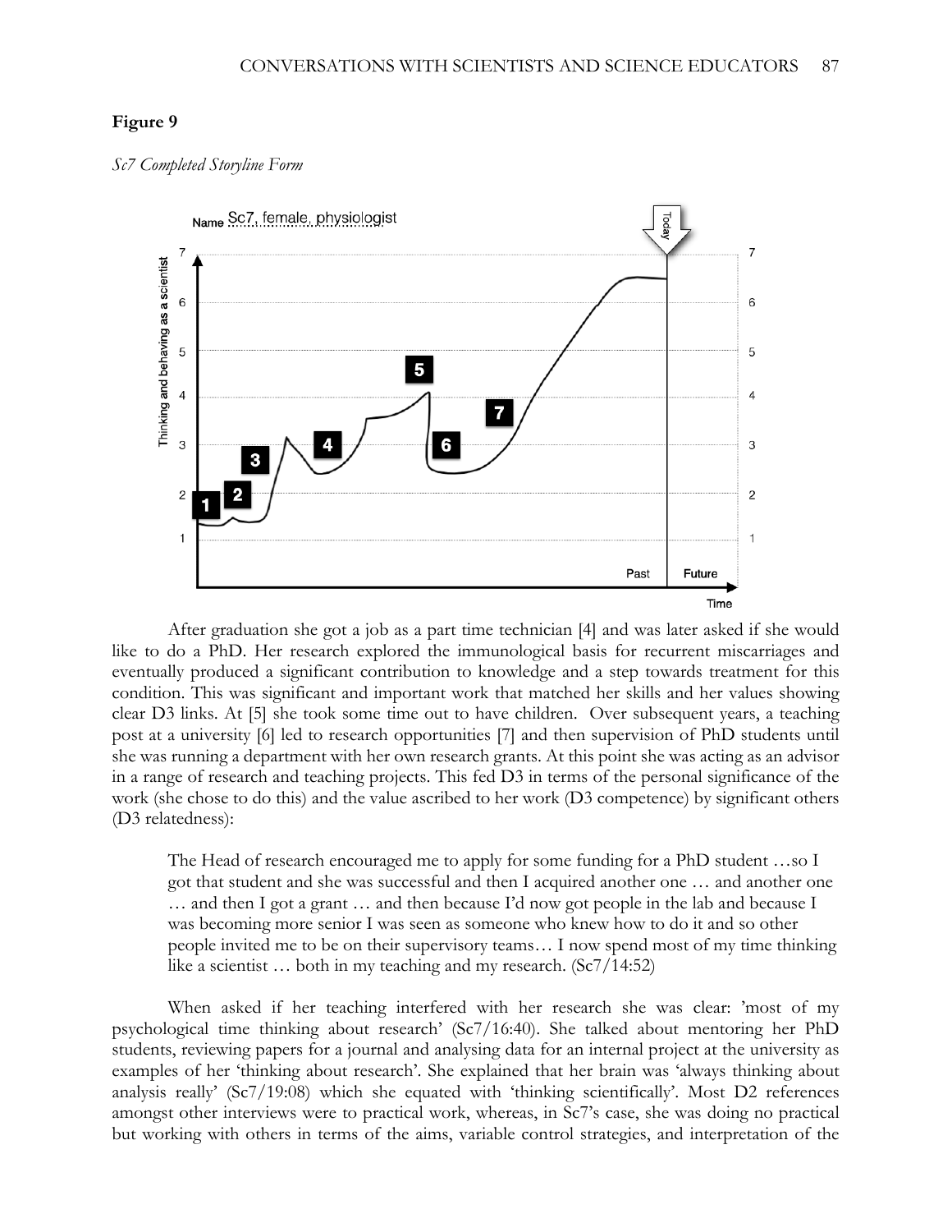**Figure 9**

*Sc7 Completed Storyline Form*

After graduation she got a job as a part time technician [4] and was later asked if she would like to do a PhD. Her research explored the immunological basis for recurrent miscarriages and eventually produced a significant contribution to knowledge and a step towards treatment for this condition. This was significant and important work that matched her skills and her values showing clear D3 links. At [5] she took some time out to have children. Over subsequent years, a teaching post at a university [6] led to research opportunities [7] and then supervision of PhD students until she was running a department with her own research grants. At this point she was acting as an advisor in a range of research and teaching projects. This fed D3 in terms of the personal significance of the work (she chose to do this) and the value ascribed to her work (D3 competence) by significant others (D3 relatedness):

> The Head of research encouraged me to apply for some funding for a PhD student …so I got that student and she was successful and then I acquired another one … and another one … and then I got a grant … and then because I'd now got people in the lab and because I was becoming more senior I was seen as someone who knew how to do it and so other people invited me to be on their supervisory teams… I now spend most of my time thinking like a scientist … both in my teaching and my research. (Sc7/14:52)

When asked if her teaching interfered with her research she was clear: 'most of my psychological time thinking about research' (Sc7/16:40). She talked about mentoring her PhD students, reviewing papers for a journal and analysing data for an internal project at the university as examples of her 'thinking about research'. She explained that her brain was 'always thinking about analysis really' (Sc7/19:08) which she equated with 'thinking scientifically'. Most D2 references amongst other interviews were to practical work, whereas, in Sc7's case, she was doing no practical but working with others in terms of the aims, variable control strategies, and interpretation of the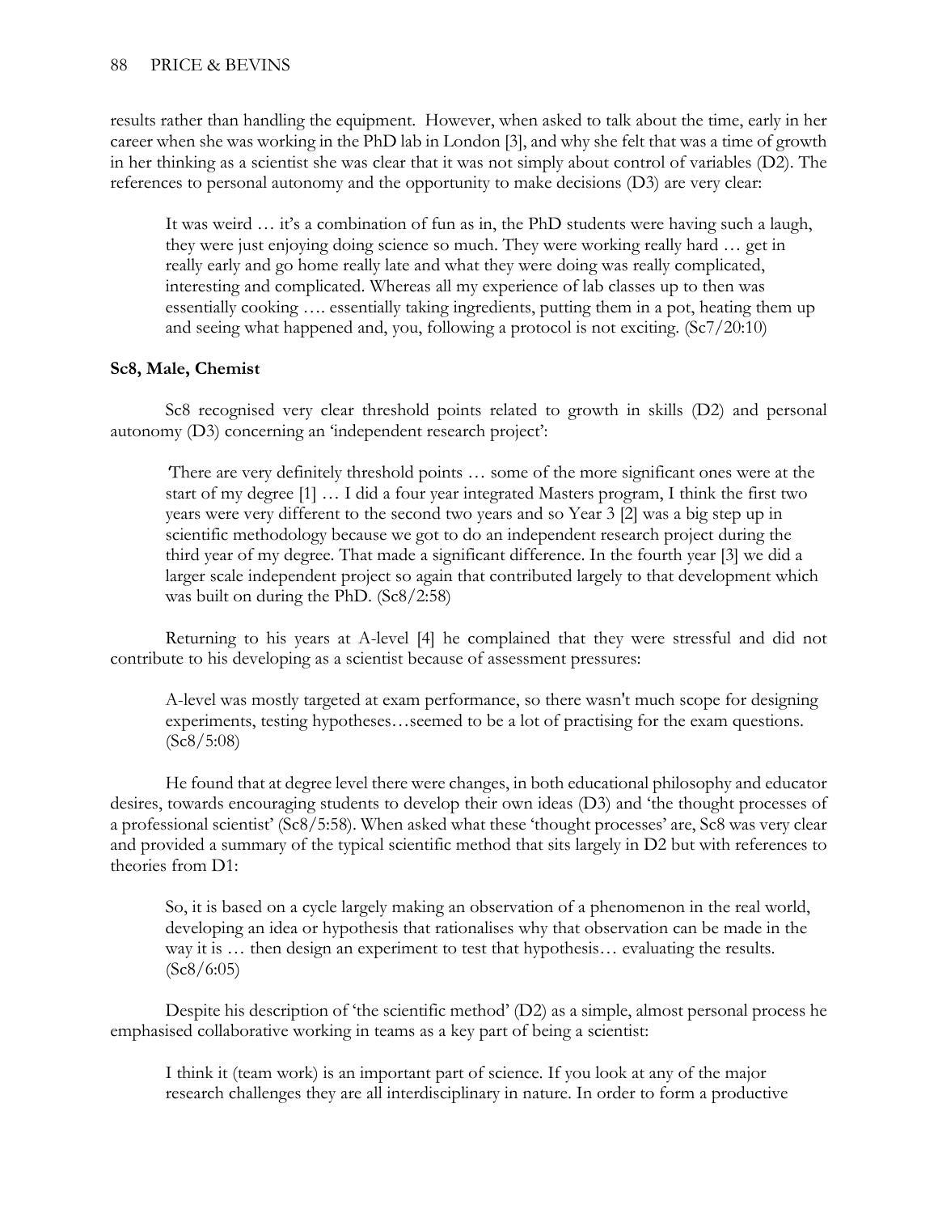results rather than handling the equipment. However, when asked to talk about the time, early in her career when she was working in the PhD lab in London [3], and why she felt that was a time of growth in her thinking as a scientist she was clear that it was not simply about control of variables (D2). The references to personal autonomy and the opportunity to make decisions (D3) are very clear:

> It was weird … it's a combination of fun as in, the PhD students were having such a laugh, they were just enjoying doing science so much. They were working really hard … get in really early and go home really late and what they were doing was really complicated, interesting and complicated. Whereas all my experience of lab classes up to then was essentially cooking …. essentially taking ingredients, putting them in a pot, heating them up and seeing what happened and, you, following a protocol is not exciting. (Sc7/20:10)

**Sc8, Male, Chemist**

Sc8 recognised very clear threshold points related to growth in skills (D2) and personal autonomy (D3) concerning an 'independent research project':

> 'There are very definitely threshold points … some of the more significant ones were at the start of my degree [1] … I did a four year integrated Masters program, I think the first two years were very different to the second two years and so Year 3 [2] was a big step up in scientific methodology because we got to do an independent research project during the third year of my degree. That made a significant difference. In the fourth year [3] we did a larger scale independent project so again that contributed largely to that development which was built on during the PhD. (Sc8/2:58)

Returning to his years at A-level [4] he complained that they were stressful and did not contribute to his developing as a scientist because of assessment pressures:

> A-level was mostly targeted at exam performance, so there wasn't much scope for designing experiments, testing hypotheses…seemed to be a lot of practising for the exam questions. (Sc8/5:08)

He found that at degree level there were changes, in both educational philosophy and educator desires, towards encouraging students to develop their own ideas (D3) and 'the thought processes of a professional scientist' (Sc8/5:58). When asked what these 'thought processes' are, Sc8 was very clear and provided a summary of the typical scientific method that sits largely in D2 but with references to theories from D1:

> So, it is based on a cycle largely making an observation of a phenomenon in the real world, developing an idea or hypothesis that rationalises why that observation can be made in the way it is … then design an experiment to test that hypothesis… evaluating the results. (Sc8/6:05)

Despite his description of 'the scientific method' (D2) as a simple, almost personal process he emphasised collaborative working in teams as a key part of being a scientist:

> I think it (team work) is an important part of science. If you look at any of the major research challenges they are all interdisciplinary in nature. In order to form a productive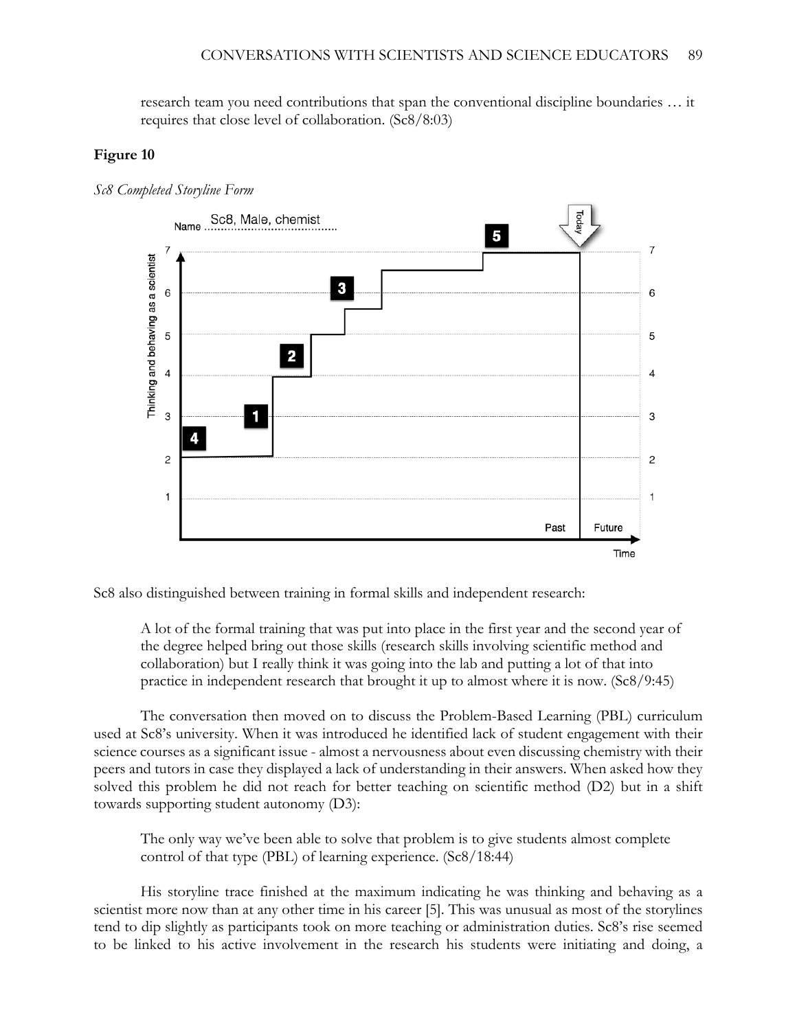research team you need contributions that span the conventional discipline boundaries … it requires that close level of collaboration. (Sc8/8:03)

**Figure 10**

*Sc8 Completed Storyline Form*

Sc8 also distinguished between training in formal skills and independent research:

> A lot of the formal training that was put into place in the first year and the second year of the degree helped bring out those skills (research skills involving scientific method and collaboration) but I really think it was going into the lab and putting a lot of that into practice in independent research that brought it up to almost where it is now. (Sc8/9:45)

The conversation then moved on to discuss the Problem-Based Learning (PBL) curriculum used at Sc8's university. When it was introduced he identified lack of student engagement with their science courses as a significant issue - almost a nervousness about even discussing chemistry with their peers and tutors in case they displayed a lack of understanding in their answers. When asked how they solved this problem he did not reach for better teaching on scientific method (D2) but in a shift towards supporting student autonomy (D3):

> The only way we've been able to solve that problem is to give students almost complete control of that type (PBL) of learning experience. (Sc8/18:44)

His storyline trace finished at the maximum indicating he was thinking and behaving as a scientist more now than at any other time in his career [5]. This was unusual as most of the storylines tend to dip slightly as participants took on more teaching or administration duties. Sc8's rise seemed to be linked to his active involvement in the research his students were initiating and doing, a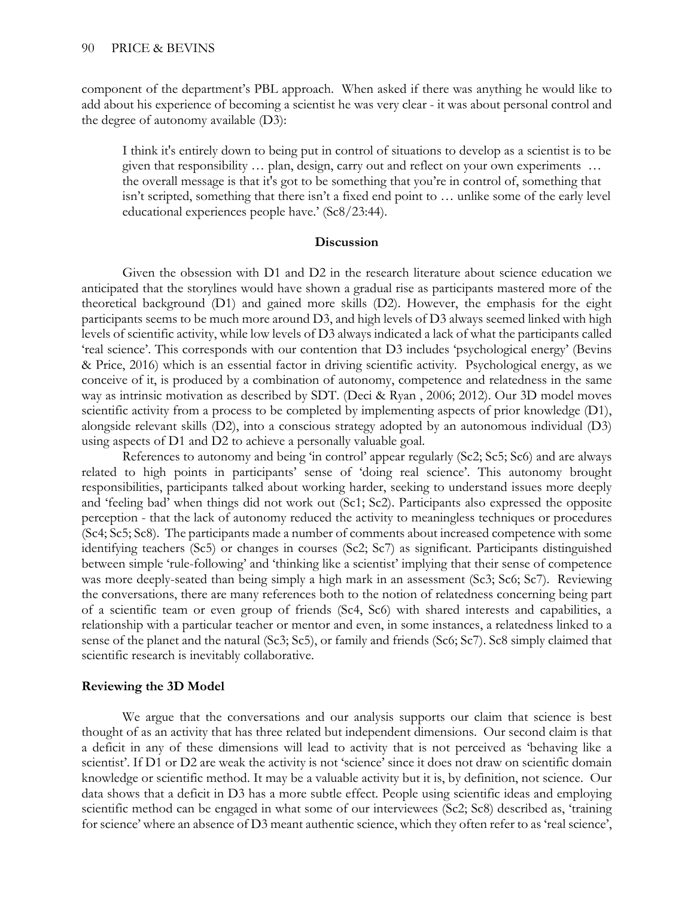component of the department's PBL approach. When asked if there was anything he would like to add about his experience of becoming a scientist he was very clear - it was about personal control and the degree of autonomy available (D3):

> I think it's entirely down to being put in control of situations to develop as a scientist is to be given that responsibility … plan, design, carry out and reflect on your own experiments … the overall message is that it's got to be something that you're in control of, something that isn't scripted, something that there isn't a fixed end point to … unlike some of the early level educational experiences people have.' (Sc8/23:44).

## Discussion

Given the obsession with D1 and D2 in the research literature about science education we anticipated that the storylines would have shown a gradual rise as participants mastered more of the theoretical background (D1) and gained more skills (D2). However, the emphasis for the eight participants seems to be much more around D3, and high levels of D3 always seemed linked with high levels of scientific activity, while low levels of D3 always indicated a lack of what the participants called 'real science'. This corresponds with our contention that D3 includes 'psychological energy' (Bevins & Price, 2016) which is an essential factor in driving scientific activity. Psychological energy, as we conceive of it, is produced by a combination of autonomy, competence and relatedness in the same way as intrinsic motivation as described by SDT. (Deci & Ryan , 2006; 2012). Our 3D model moves scientific activity from a process to be completed by implementing aspects of prior knowledge (D1), alongside relevant skills (D2), into a conscious strategy adopted by an autonomous individual (D3) using aspects of D1 and D2 to achieve a personally valuable goal.

References to autonomy and being 'in control' appear regularly (Sc2; Sc5; Sc6) and are always related to high points in participants' sense of 'doing real science'. This autonomy brought responsibilities, participants talked about working harder, seeking to understand issues more deeply and 'feeling bad' when things did not work out (Sc1; Sc2). Participants also expressed the opposite perception - that the lack of autonomy reduced the activity to meaningless techniques or procedures (Sc4; Sc5; Sc8). The participants made a number of comments about increased competence with some identifying teachers (Sc5) or changes in courses (Sc2; Sc7) as significant. Participants distinguished between simple 'rule-following' and 'thinking like a scientist' implying that their sense of competence was more deeply-seated than being simply a high mark in an assessment (Sc3; Sc6; Sc7). Reviewing the conversations, there are many references both to the notion of relatedness concerning being part of a scientific team or even group of friends (Sc4, Sc6) with shared interests and capabilities, a relationship with a particular teacher or mentor and even, in some instances, a relatedness linked to a sense of the planet and the natural (Sc3; Sc5), or family and friends (Sc6; Sc7). Sc8 simply claimed that scientific research is inevitably collaborative.

### Reviewing the 3D Model

We argue that the conversations and our analysis supports our claim that science is best thought of as an activity that has three related but independent dimensions. Our second claim is that a deficit in any of these dimensions will lead to activity that is not perceived as 'behaving like a scientist'. If D1 or D2 are weak the activity is not 'science' since it does not draw on scientific domain knowledge or scientific method. It may be a valuable activity but it is, by definition, not science. Our data shows that a deficit in D3 has a more subtle effect. People using scientific ideas and employing scientific method can be engaged in what some of our interviewees (Sc2; Sc8) described as, 'training for science' where an absence of D3 meant authentic science, which they often refer to as 'real science',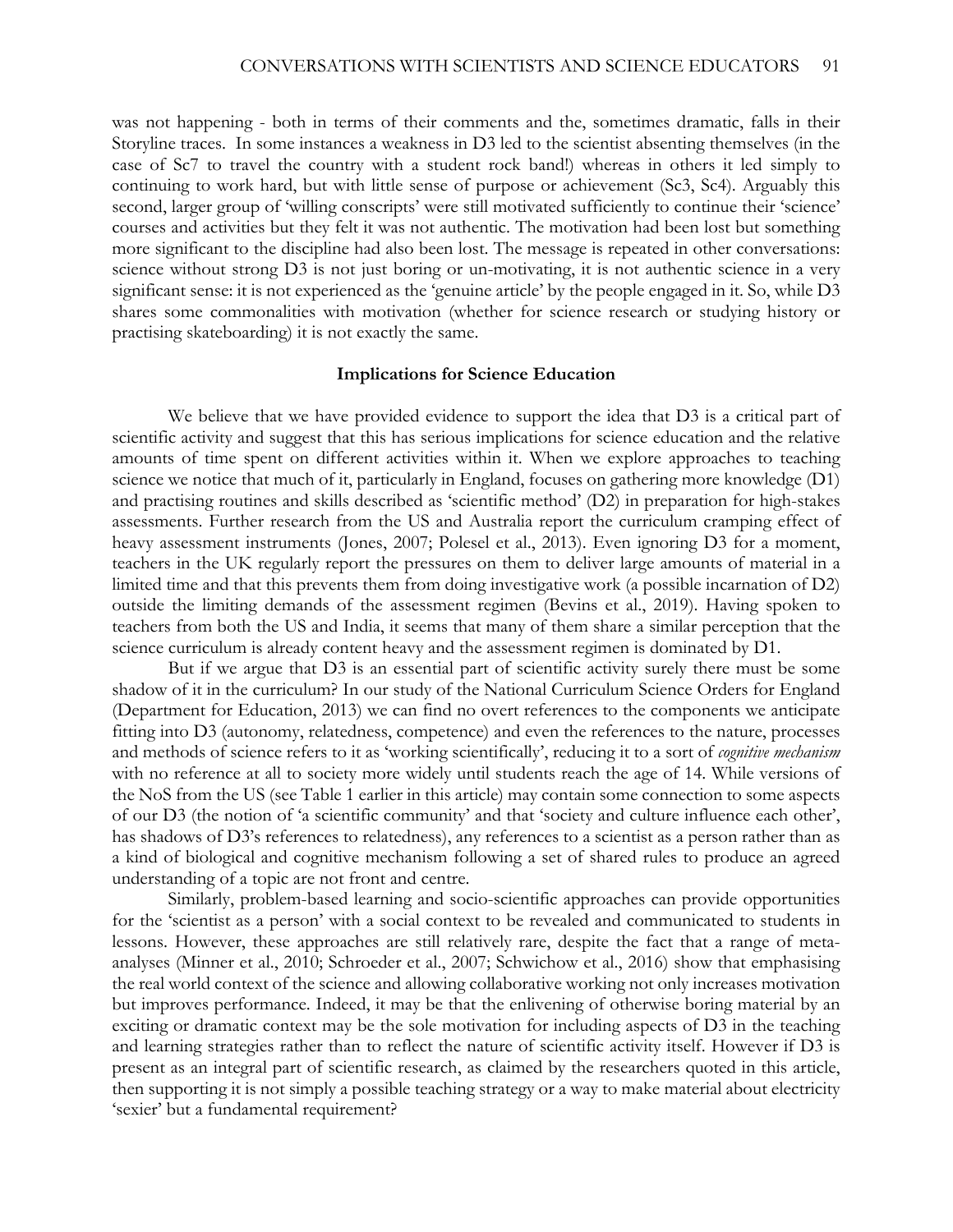was not happening - both in terms of their comments and the, sometimes dramatic, falls in their Storyline traces. In some instances a weakness in D3 led to the scientist absenting themselves (in the case of Sc7 to travel the country with a student rock band!) whereas in others it led simply to continuing to work hard, but with little sense of purpose or achievement (Sc3, Sc4). Arguably this second, larger group of 'willing conscripts' were still motivated sufficiently to continue their 'science' courses and activities but they felt it was not authentic. The motivation had been lost but something more significant to the discipline had also been lost. The message is repeated in other conversations: science without strong D3 is not just boring or un-motivating, it is not authentic science in a very significant sense: it is not experienced as the 'genuine article' by the people engaged in it. So, while D3 shares some commonalities with motivation (whether for science research or studying history or practising skateboarding) it is not exactly the same.

## Implications for Science Education

We believe that we have provided evidence to support the idea that D3 is a critical part of scientific activity and suggest that this has serious implications for science education and the relative amounts of time spent on different activities within it. When we explore approaches to teaching science we notice that much of it, particularly in England, focuses on gathering more knowledge (D1) and practising routines and skills described as 'scientific method' (D2) in preparation for high-stakes assessments. Further research from the US and Australia report the curriculum cramping effect of heavy assessment instruments (Jones, 2007; Polesel et al., 2013). Even ignoring D3 for a moment, teachers in the UK regularly report the pressures on them to deliver large amounts of material in a limited time and that this prevents them from doing investigative work (a possible incarnation of D2) outside the limiting demands of the assessment regimen (Bevins et al., 2019). Having spoken to teachers from both the US and India, it seems that many of them share a similar perception that the science curriculum is already content heavy and the assessment regimen is dominated by D1.

But if we argue that D3 is an essential part of scientific activity surely there must be some shadow of it in the curriculum? In our study of the National Curriculum Science Orders for England (Department for Education, 2013) we can find no overt references to the components we anticipate fitting into D3 (autonomy, relatedness, competence) and even the references to the nature, processes and methods of science refers to it as 'working scientifically', reducing it to a sort of *cognitive mechanism* with no reference at all to society more widely until students reach the age of 14. While versions of the NoS from the US (see Table 1 earlier in this article) may contain some connection to some aspects of our D3 (the notion of 'a scientific community' and that 'society and culture influence each other', has shadows of D3's references to relatedness), any references to a scientist as a person rather than as a kind of biological and cognitive mechanism following a set of shared rules to produce an agreed understanding of a topic are not front and centre.

Similarly, problem-based learning and socio-scientific approaches can provide opportunities for the 'scientist as a person' with a social context to be revealed and communicated to students in lessons. However, these approaches are still relatively rare, despite the fact that a range of meta-analyses (Minner et al., 2010; Schroeder et al., 2007; Schwichow et al., 2016) show that emphasising the real world context of the science and allowing collaborative working not only increases motivation but improves performance. Indeed, it may be that the enlivening of otherwise boring material by an exciting or dramatic context may be the sole motivation for including aspects of D3 in the teaching and learning strategies rather than to reflect the nature of scientific activity itself. However if D3 is present as an integral part of scientific research, as claimed by the researchers quoted in this article, then supporting it is not simply a possible teaching strategy or a way to make material about electricity 'sexier' but a fundamental requirement?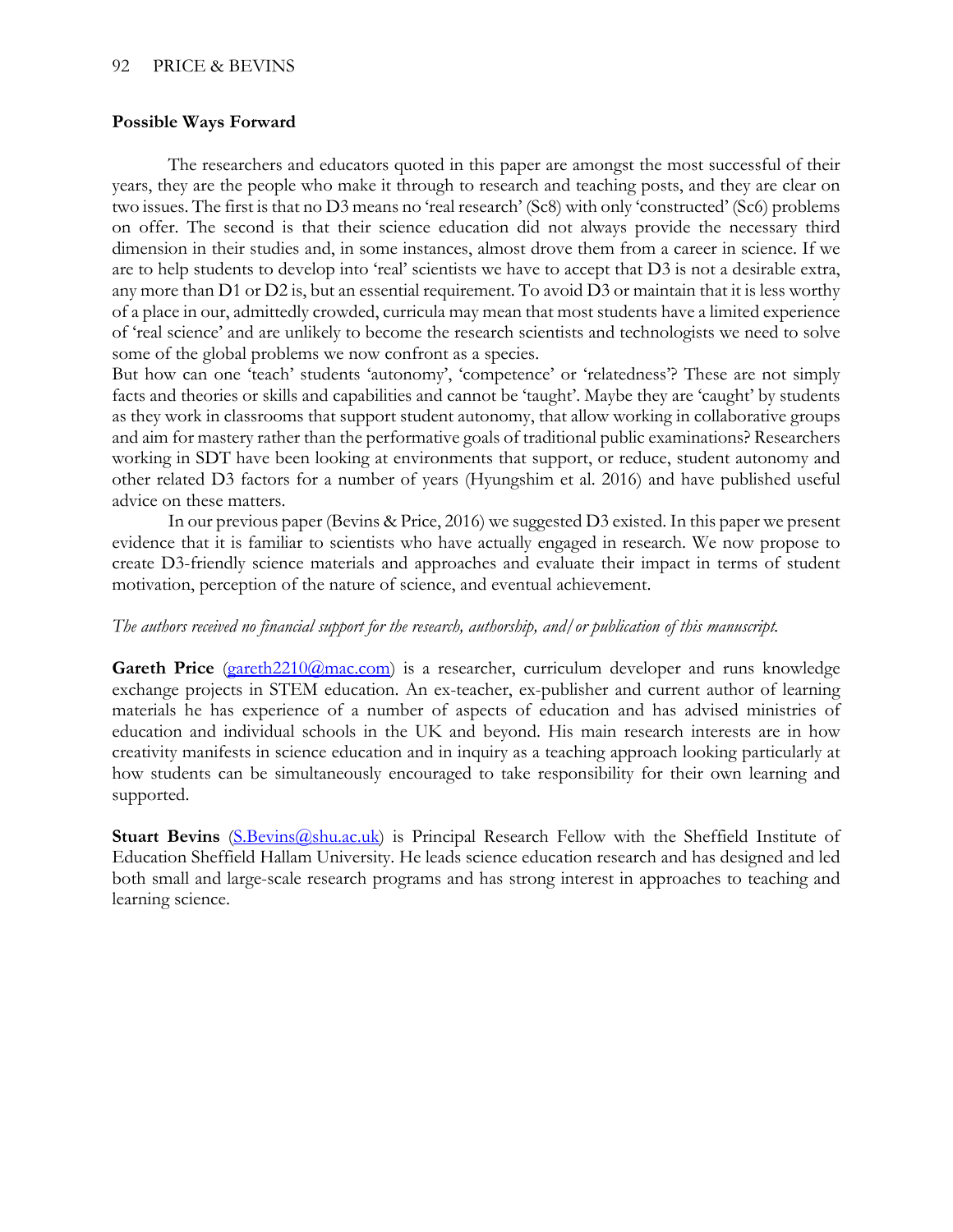### Possible Ways Forward

The researchers and educators quoted in this paper are amongst the most successful of their years, they are the people who make it through to research and teaching posts, and they are clear on two issues. The first is that no D3 means no 'real research' (Sc8) with only 'constructed' (Sc6) problems on offer. The second is that their science education did not always provide the necessary third dimension in their studies and, in some instances, almost drove them from a career in science. If we are to help students to develop into 'real' scientists we have to accept that D3 is not a desirable extra, any more than D1 or D2 is, but an essential requirement. To avoid D3 or maintain that it is less worthy of a place in our, admittedly crowded, curricula may mean that most students have a limited experience of 'real science' and are unlikely to become the research scientists and technologists we need to solve some of the global problems we now confront as a species.

But how can one 'teach' students 'autonomy', 'competence' or 'relatedness'? These are not simply facts and theories or skills and capabilities and cannot be 'taught'. Maybe they are 'caught' by students as they work in classrooms that support student autonomy, that allow working in collaborative groups and aim for mastery rather than the performative goals of traditional public examinations? Researchers working in SDT have been looking at environments that support, or reduce, student autonomy and other related D3 factors for a number of years (Hyungshim et al. 2016) and have published useful advice on these matters.

In our previous paper (Bevins & Price, 2016) we suggested D3 existed. In this paper we present evidence that it is familiar to scientists who have actually engaged in research. We now propose to create D3-friendly science materials and approaches and evaluate their impact in terms of student motivation, perception of the nature of science, and eventual achievement.

*The authors received no financial support for the research, authorship, and/or publication of this manuscript.*

**Gareth Price** (gareth2210@mac.com) is a researcher, curriculum developer and runs knowledge exchange projects in STEM education. An ex-teacher, ex-publisher and current author of learning materials he has experience of a number of aspects of education and has advised ministries of education and individual schools in the UK and beyond. His main research interests are in how creativity manifests in science education and in inquiry as a teaching approach looking particularly at how students can be simultaneously encouraged to take responsibility for their own learning and supported.

**Stuart Bevins** (S.Bevins@shu.ac.uk) is Principal Research Fellow with the Sheffield Institute of Education Sheffield Hallam University. He leads science education research and has designed and led both small and large-scale research programs and has strong interest in approaches to teaching and learning science.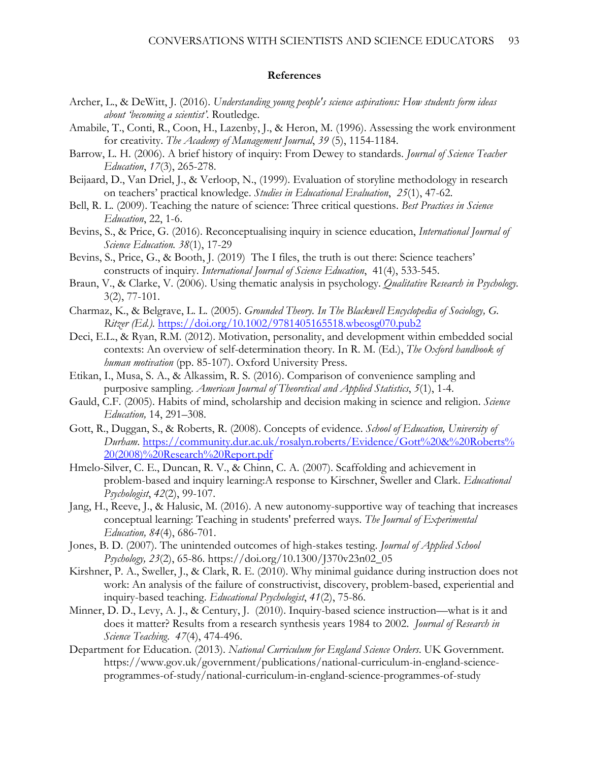## References

Archer, L., & DeWitt, J. (2016). *Understanding young people's science aspirations: How students form ideas about 'becoming a scientist'*. Routledge.

Amabile, T., Conti, R., Coon, H., Lazenby, J., & Heron, M. (1996). Assessing the work environment for creativity. *The Academy of Management Journal*, *39* (5), 1154-1184.

Barrow, L. H. (2006). A brief history of inquiry: From Dewey to standards. *Journal of Science Teacher Education*, *17*(3), 265-278.

Beijaard, D., Van Driel, J., & Verloop, N., (1999). Evaluation of storyline methodology in research on teachers' practical knowledge. *Studies in Educational Evaluation*, *25*(1), 47-62.

Bell, R. L. (2009). Teaching the nature of science: Three critical questions. *Best Practices in Science Education*, 22, 1-6.

Bevins, S., & Price, G. (2016). Reconceptualising inquiry in science education, *International Journal of Science Education. 38*(1), 17-29

Bevins, S., Price, G., & Booth, J. (2019) The I files, the truth is out there: Science teachers' constructs of inquiry. *International Journal of Science Education*, 41(4), 533-545.

Braun, V., & Clarke, V. (2006). Using thematic analysis in psychology. *Qualitative Research in Psychology*. 3(2), 77-101.

Charmaz, K., & Belgrave, L. L. (2005). *Grounded Theory. In The Blackwell Encyclopedia of Sociology, G. Ritzer (Ed.).* https://doi.org/10.1002/9781405165518.wbeosg070.pub2

Deci, E.L., & Ryan, R.M. (2012). Motivation, personality, and development within embedded social contexts: An overview of self-determination theory. In R. M. (Ed.), *The Oxford handbook of human motivation* (pp. 85-107). Oxford University Press.

Etikan, I., Musa, S. A., & Alkassim, R. S. (2016). Comparison of convenience sampling and purposive sampling. *American Journal of Theoretical and Applied Statistics*, *5*(1), 1-4.

Gauld, C.F. (2005). Habits of mind, scholarship and decision making in science and religion. *Science Education,* 14, 291–308.

Gott, R., Duggan, S., & Roberts, R. (2008). Concepts of evidence. *School of Education, University of Durham*. https://community.dur.ac.uk/rosalyn.roberts/Evidence/Gott%20&%20Roberts%20(2008)%20Research%20Report.pdf

Hmelo-Silver, C. E., Duncan, R. V., & Chinn, C. A. (2007). Scaffolding and achievement in problem-based and inquiry learning:A response to Kirschner, Sweller and Clark. *Educational Psychologist*, *42*(2), 99-107.

Jang, H., Reeve, J., & Halusic, M. (2016). A new autonomy-supportive way of teaching that increases conceptual learning: Teaching in students' preferred ways. *The Journal of Experimental Education, 84*(4), 686-701.

Jones, B. D. (2007). The unintended outcomes of high-stakes testing. *Journal of Applied School Psychology, 23*(2), 65-86. https://doi.org/10.1300/J370v23n02_05

Kirshner, P. A., Sweller, J., & Clark, R. E. (2010). Why minimal guidance during instruction does not work: An analysis of the failure of constructivist, discovery, problem-based, experiential and inquiry-based teaching. *Educational Psychologist*, *41*(2), 75-86.

Minner, D. D., Levy, A. J., & Century, J. (2010). Inquiry-based science instruction—what is it and does it matter? Results from a research synthesis years 1984 to 2002. *Journal of Research in Science Teaching*. *47*(4), 474-496.

Department for Education. (2013). *National Curriculum for England Science Orders*. UK Government. https://www.gov.uk/government/publications/national-curriculum-in-england-science-programmes-of-study/national-curriculum-in-england-science-programmes-of-study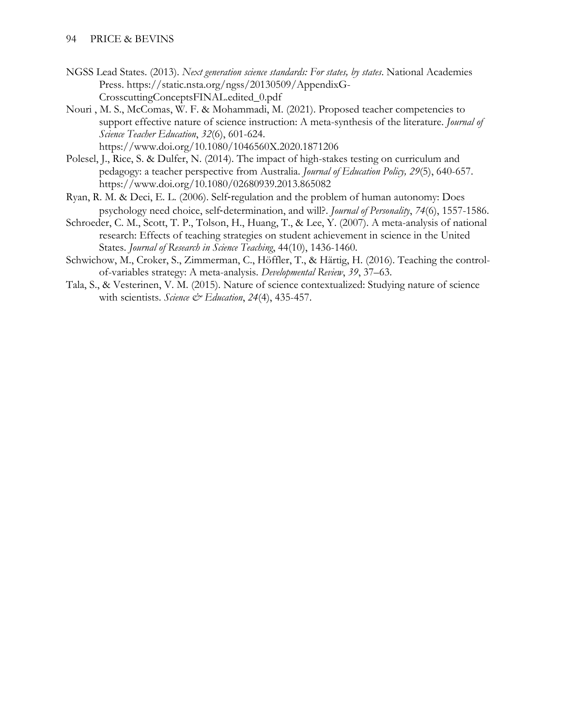NGSS Lead States. (2013). *Next generation science standards: For states, by states*. National Academies Press. https://static.nsta.org/ngss/20130509/AppendixG-CrosscuttingConceptsFINAL.edited_0.pdf

Nouri , M. S., McComas, W. F. & Mohammadi, M. (2021). Proposed teacher competencies to support effective nature of science instruction: A meta-synthesis of the literature. *Journal of Science Teacher Education*, *32*(6), 601-624. https://www.doi.org/10.1080/1046560X.2020.1871206

Polesel, J., Rice, S. & Dulfer, N. (2014). The impact of high-stakes testing on curriculum and pedagogy: a teacher perspective from Australia. *Journal of Education Policy, 29*(5), 640-657. https://www.doi.org/10.1080/02680939.2013.865082

Ryan, R. M. & Deci, E. L. (2006). Self‐regulation and the problem of human autonomy: Does psychology need choice, self‐determination, and will?. *Journal of Personality*, *74*(6), 1557-1586.

Schroeder, C. M., Scott, T. P., Tolson, H., Huang, T., & Lee, Y. (2007). A meta-analysis of national research: Effects of teaching strategies on student achievement in science in the United States. *Journal of Research in Science Teaching*, 44(10), 1436-1460.

Schwichow, M., Croker, S., Zimmerman, C., Höffler, T., & Härtig, H. (2016). Teaching the control-of-variables strategy: A meta-analysis. *Developmental Review*, *39*, 37–63.

Tala, S., & Vesterinen, V. M. (2015). Nature of science contextualized: Studying nature of science with scientists. *Science & Education*, *24*(4), 435-457.